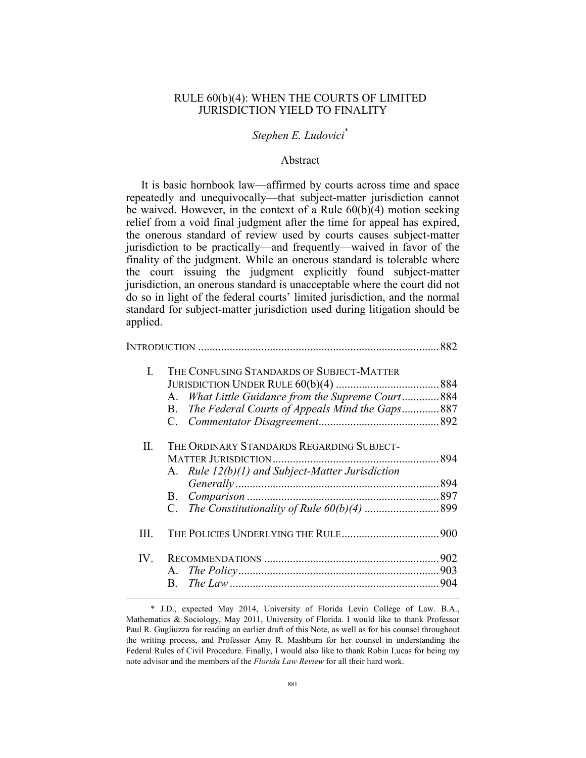# RULE 60(b)(4): WHEN THE COURTS OF LIMITED JURISDICTION YIELD TO FINALITY

*Stephen E. Ludovici*[*]

## Abstract

It is basic hornbook law—affirmed by courts across time and space repeatedly and unequivocally—that subject-matter jurisdiction cannot be waived. However, in the context of a Rule 60(b)(4) motion seeking relief from a void final judgment after the time for appeal has expired, the onerous standard of review used by courts causes subject-matter jurisdiction to be practically—and frequently—waived in favor of the finality of the judgment. While an onerous standard is tolerable where the court issuing the judgment explicitly found subject-matter jurisdiction, an onerous standard is unacceptable where the court did not do so in light of the federal courts' limited jurisdiction, and the normal standard for subject-matter jurisdiction used during litigation should be applied.

INTRODUCTION .................................................................................... 882

I. THE CONFUSING STANDARDS OF SUBJECT-MATTER JURISDICTION UNDER RULE 60(b)(4) .................................... 884
   A. *What Little Guidance from the Supreme Court* ............. 884
   B. *The Federal Courts of Appeals Mind the Gaps* ............. 887
   C. *Commentator Disagreement* .......................................... 892

II. THE ORDINARY STANDARDS REGARDING SUBJECT-MATTER JURISDICTION .......................................................... 894
   A. *Rule 12(b)(1) and Subject-Matter Jurisdiction Generally* ....................................................................... 894
   B. *Comparison* .................................................................. 897
   C. *The Constitutionality of Rule 60(b)(4)* .......................... 899

III. THE POLICIES UNDERLYING THE RULE .................................. 900

IV. RECOMMENDATIONS ............................................................. 902
   A. *The Policy* ...................................................................... 903
   B. *The Law* ......................................................................... 904

---

[*] J.D., expected May 2014, University of Florida Levin College of Law. B.A., Mathematics & Sociology, May 2011, University of Florida. I would like to thank Professor Paul R. Gugliuzza for reading an earlier draft of this Note, as well as for his counsel throughout the writing process, and Professor Amy R. Mashburn for her counsel in understanding the Federal Rules of Civil Procedure. Finally, I would also like to thank Robin Lucas for being my note advisor and the members of the *Florida Law Review* for all their hard work.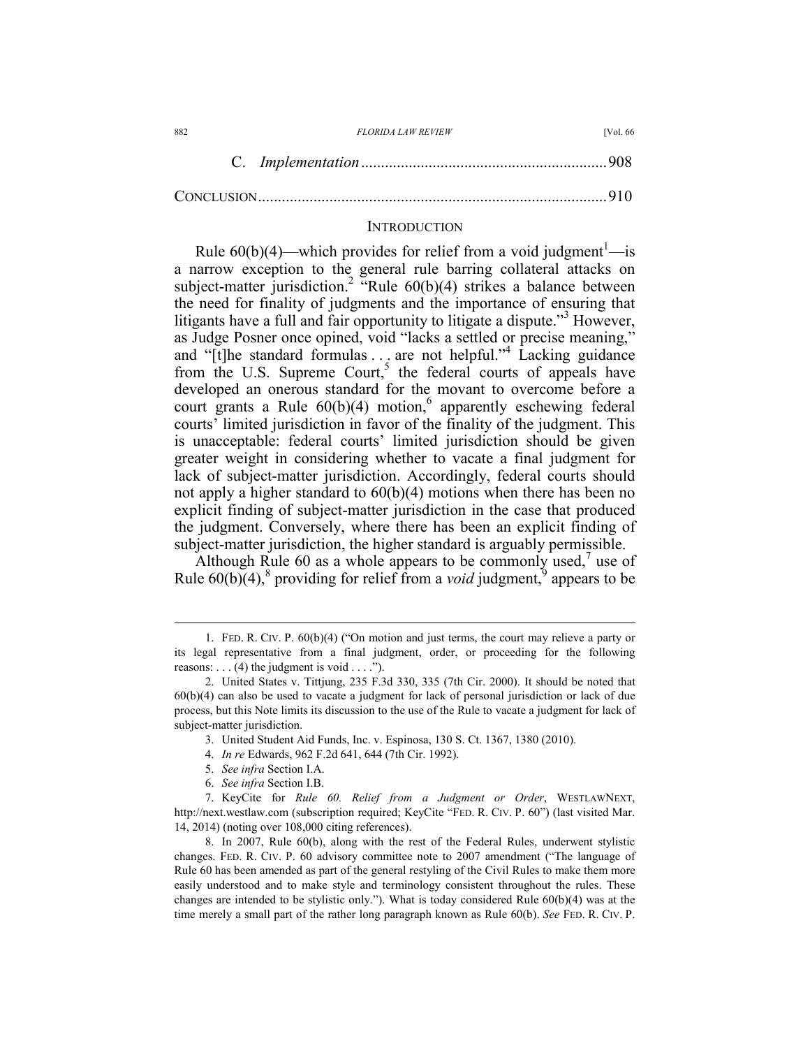C. *Implementation* .............................................................. 908

CONCLUSION ....................................................................................... 910

## INTRODUCTION

Rule 60(b)(4)—which provides for relief from a void judgment[1]—is a narrow exception to the general rule barring collateral attacks on subject-matter jurisdiction.[2] "Rule 60(b)(4) strikes a balance between the need for finality of judgments and the importance of ensuring that litigants have a full and fair opportunity to litigate a dispute."[3] However, as Judge Posner once opined, void "lacks a settled or precise meaning," and "[t]he standard formulas . . . are not helpful."[4] Lacking guidance from the U.S. Supreme Court,[5] the federal courts of appeals have developed an onerous standard for the movant to overcome before a court grants a Rule 60(b)(4) motion,[6] apparently eschewing federal courts' limited jurisdiction in favor of the finality of the judgment. This is unacceptable: federal courts' limited jurisdiction should be given greater weight in considering whether to vacate a final judgment for lack of subject-matter jurisdiction. Accordingly, federal courts should not apply a higher standard to 60(b)(4) motions when there has been no explicit finding of subject-matter jurisdiction in the case that produced the judgment. Conversely, where there has been an explicit finding of subject-matter jurisdiction, the higher standard is arguably permissible.

Although Rule 60 as a whole appears to be commonly used,[7] use of Rule 60(b)(4),[8] providing for relief from a *void* judgment,[9] appears to be

---

1. FED. R. CIV. P. 60(b)(4) ("On motion and just terms, the court may relieve a party or its legal representative from a final judgment, order, or proceeding for the following reasons: . . . (4) the judgment is void . . . .").

2. United States v. Tittjung, 235 F.3d 330, 335 (7th Cir. 2000). It should be noted that 60(b)(4) can also be used to vacate a judgment for lack of personal jurisdiction or lack of due process, but this Note limits its discussion to the use of the Rule to vacate a judgment for lack of subject-matter jurisdiction.

3. United Student Aid Funds, Inc. v. Espinosa, 130 S. Ct. 1367, 1380 (2010).

4. *In re* Edwards, 962 F.2d 641, 644 (7th Cir. 1992).

5. *See infra* Section I.A.

6. *See infra* Section I.B.

7. KeyCite for *Rule 60. Relief from a Judgment or Order*, WESTLAWNEXT, http://next.westlaw.com (subscription required; KeyCite "FED. R. CIV. P. 60") (last visited Mar. 14, 2014) (noting over 108,000 citing references).

8. In 2007, Rule 60(b), along with the rest of the Federal Rules, underwent stylistic changes. FED. R. CIV. P. 60 advisory committee note to 2007 amendment ("The language of Rule 60 has been amended as part of the general restyling of the Civil Rules to make them more easily understood and to make style and terminology consistent throughout the rules. These changes are intended to be stylistic only."). What is today considered Rule 60(b)(4) was at the time merely a small part of the rather long paragraph known as Rule 60(b). *See* FED. R. CIV. P.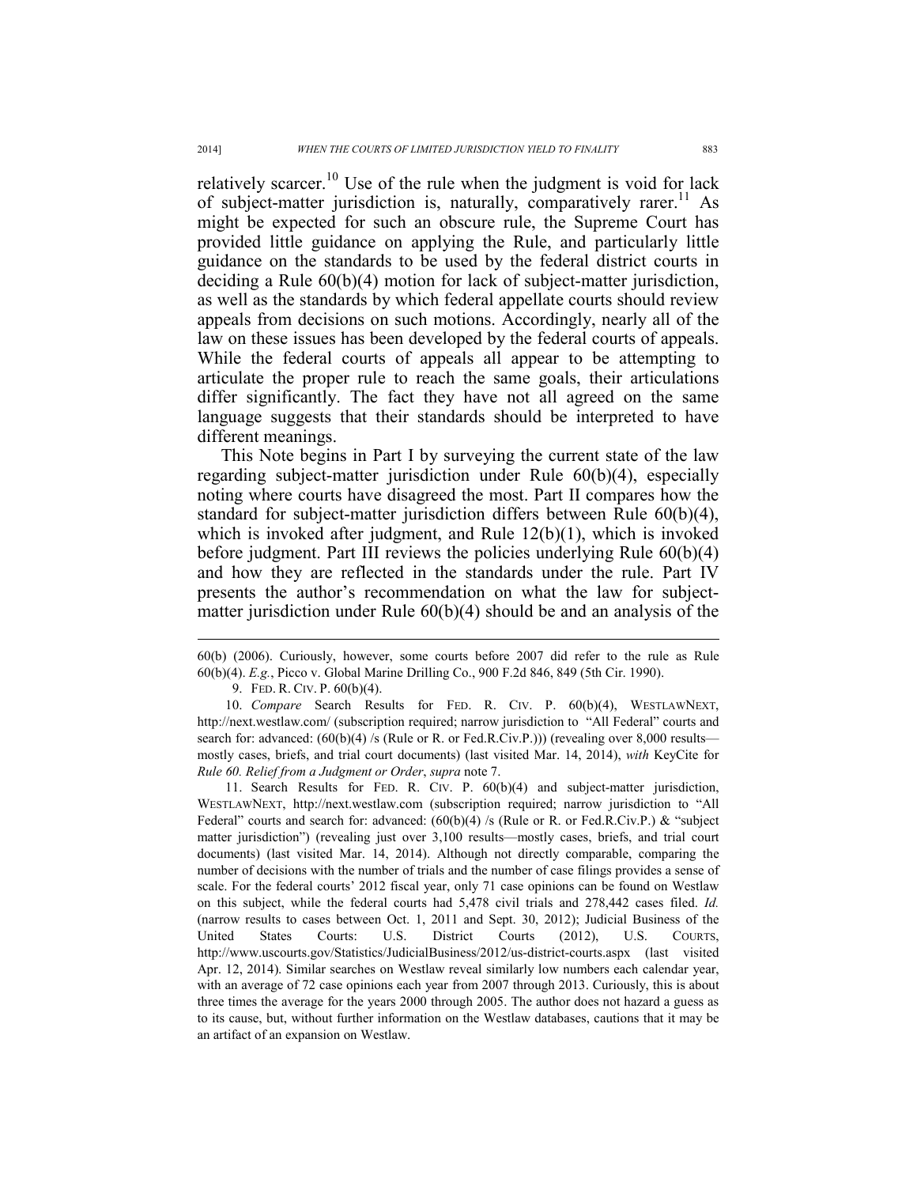relatively scarcer.[10] Use of the rule when the judgment is void for lack of subject-matter jurisdiction is, naturally, comparatively rarer.[11] As might be expected for such an obscure rule, the Supreme Court has provided little guidance on applying the Rule, and particularly little guidance on the standards to be used by the federal district courts in deciding a Rule 60(b)(4) motion for lack of subject-matter jurisdiction, as well as the standards by which federal appellate courts should review appeals from decisions on such motions. Accordingly, nearly all of the law on these issues has been developed by the federal courts of appeals. While the federal courts of appeals all appear to be attempting to articulate the proper rule to reach the same goals, their articulations differ significantly. The fact they have not all agreed on the same language suggests that their standards should be interpreted to have different meanings.

This Note begins in Part I by surveying the current state of the law regarding subject-matter jurisdiction under Rule 60(b)(4), especially noting where courts have disagreed the most. Part II compares how the standard for subject-matter jurisdiction differs between Rule 60(b)(4), which is invoked after judgment, and Rule 12(b)(1), which is invoked before judgment. Part III reviews the policies underlying Rule 60(b)(4) and how they are reflected in the standards under the rule. Part IV presents the author's recommendation on what the law for subject-matter jurisdiction under Rule 60(b)(4) should be and an analysis of the

---

60(b) (2006). Curiously, however, some courts before 2007 did refer to the rule as Rule 60(b)(4). *E.g.*, Picco v. Global Marine Drilling Co., 900 F.2d 846, 849 (5th Cir. 1990).

9. FED. R. CIV. P. 60(b)(4).

10. *Compare* Search Results for FED. R. CIV. P. 60(b)(4), WESTLAWNEXT, http://next.westlaw.com/ (subscription required; narrow jurisdiction to "All Federal" courts and search for: advanced: (60(b)(4) /s (Rule or R. or Fed.R.Civ.P.))) (revealing over 8,000 results—mostly cases, briefs, and trial court documents) (last visited Mar. 14, 2014), *with* KeyCite for *Rule 60. Relief from a Judgment or Order*, *supra* note 7.

11. Search Results for FED. R. CIV. P. 60(b)(4) and subject-matter jurisdiction, WESTLAWNEXT, http://next.westlaw.com (subscription required; narrow jurisdiction to "All Federal" courts and search for: advanced: (60(b)(4) /s (Rule or R. or Fed.R.Civ.P.) & "subject matter jurisdiction") (revealing just over 3,100 results—mostly cases, briefs, and trial court documents) (last visited Mar. 14, 2014). Although not directly comparable, comparing the number of decisions with the number of trials and the number of case filings provides a sense of scale. For the federal courts' 2012 fiscal year, only 71 case opinions can be found on Westlaw on this subject, while the federal courts had 5,478 civil trials and 278,442 cases filed. *Id.* (narrow results to cases between Oct. 1, 2011 and Sept. 30, 2012); Judicial Business of the United States Courts: U.S. District Courts (2012), U.S. COURTS, http://www.uscourts.gov/Statistics/JudicialBusiness/2012/us-district-courts.aspx (last visited Apr. 12, 2014). Similar searches on Westlaw reveal similarly low numbers each calendar year, with an average of 72 case opinions each year from 2007 through 2013. Curiously, this is about three times the average for the years 2000 through 2005. The author does not hazard a guess as to its cause, but, without further information on the Westlaw databases, cautions that it may be an artifact of an expansion on Westlaw.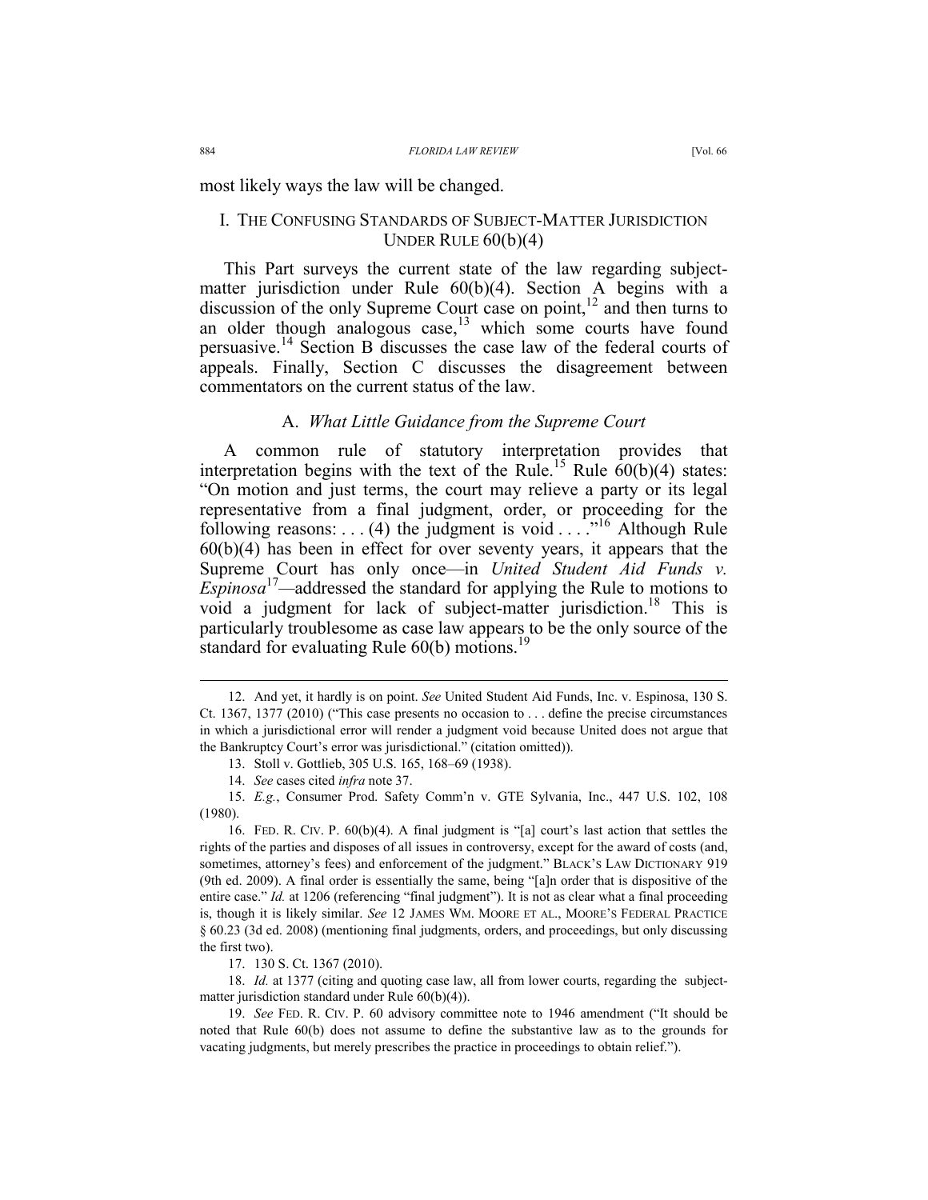most likely ways the law will be changed.

## I. The Confusing Standards of Subject-Matter Jurisdiction Under Rule 60(b)(4)

This Part surveys the current state of the law regarding subject-matter jurisdiction under Rule 60(b)(4). Section A begins with a discussion of the only Supreme Court case on point,[12] and then turns to an older though analogous case,[13] which some courts have found persuasive.[14] Section B discusses the case law of the federal courts of appeals. Finally, Section C discusses the disagreement between commentators on the current status of the law.

### A. *What Little Guidance from the Supreme Court*

A common rule of statutory interpretation provides that interpretation begins with the text of the Rule.[15] Rule 60(b)(4) states: "On motion and just terms, the court may relieve a party or its legal representative from a final judgment, order, or proceeding for the following reasons: . . . (4) the judgment is void . . . ."[16] Although Rule 60(b)(4) has been in effect for over seventy years, it appears that the Supreme Court has only once—in *United Student Aid Funds v. Espinosa*[17]—addressed the standard for applying the Rule to motions to void a judgment for lack of subject-matter jurisdiction.[18] This is particularly troublesome as case law appears to be the only source of the standard for evaluating Rule 60(b) motions.[19]

---

12. And yet, it hardly is on point. *See* United Student Aid Funds, Inc. v. Espinosa, 130 S. Ct. 1367, 1377 (2010) ("This case presents no occasion to . . . define the precise circumstances in which a jurisdictional error will render a judgment void because United does not argue that the Bankruptcy Court's error was jurisdictional." (citation omitted)).

13. Stoll v. Gottlieb, 305 U.S. 165, 168–69 (1938).

14. *See* cases cited *infra* note 37.

15. *E.g.*, Consumer Prod. Safety Comm'n v. GTE Sylvania, Inc., 447 U.S. 102, 108 (1980).

16. FED. R. CIV. P. 60(b)(4). A final judgment is "[a] court's last action that settles the rights of the parties and disposes of all issues in controversy, except for the award of costs (and, sometimes, attorney's fees) and enforcement of the judgment." BLACK'S LAW DICTIONARY 919 (9th ed. 2009). A final order is essentially the same, being "[a]n order that is dispositive of the entire case." *Id.* at 1206 (referencing "final judgment"). It is not as clear what a final proceeding is, though it is likely similar. *See* 12 JAMES WM. MOORE ET AL., MOORE'S FEDERAL PRACTICE § 60.23 (3d ed. 2008) (mentioning final judgments, orders, and proceedings, but only discussing the first two).

17. 130 S. Ct. 1367 (2010).

18. *Id.* at 1377 (citing and quoting case law, all from lower courts, regarding the subject-matter jurisdiction standard under Rule 60(b)(4)).

19. *See* FED. R. CIV. P. 60 advisory committee note to 1946 amendment ("It should be noted that Rule 60(b) does not assume to define the substantive law as to the grounds for vacating judgments, but merely prescribes the practice in proceedings to obtain relief.").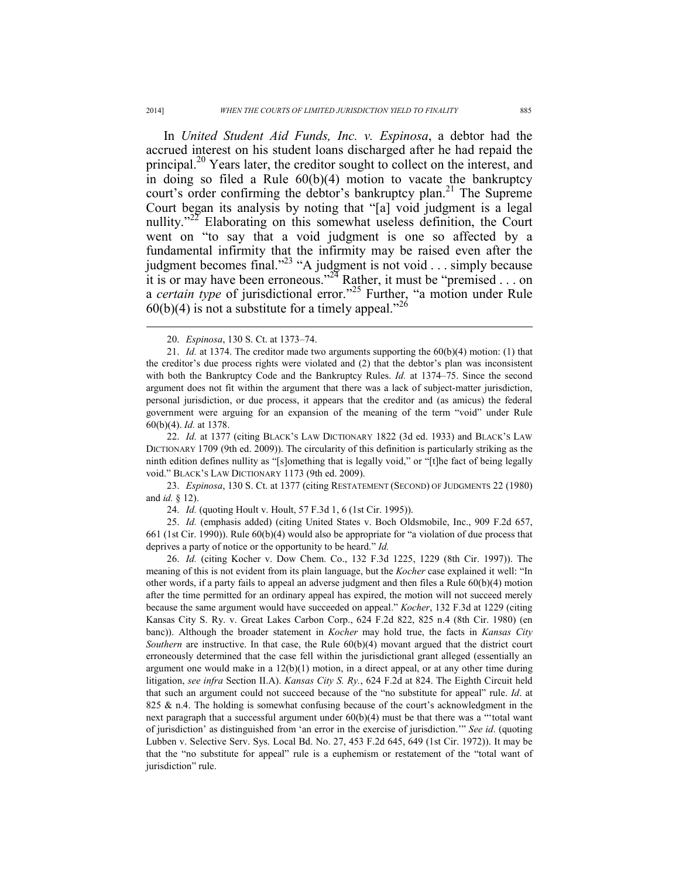In *United Student Aid Funds, Inc. v. Espinosa*, a debtor had the accrued interest on his student loans discharged after he had repaid the principal.[20] Years later, the creditor sought to collect on the interest, and in doing so filed a Rule 60(b)(4) motion to vacate the bankruptcy court's order confirming the debtor's bankruptcy plan.[21] The Supreme Court began its analysis by noting that "[a] void judgment is a legal nullity."[22] Elaborating on this somewhat useless definition, the Court went on "to say that a void judgment is one so affected by a fundamental infirmity that the infirmity may be raised even after the judgment becomes final."[23] "A judgment is not void . . . simply because it is or may have been erroneous."[24] Rather, it must be "premised . . . on a *certain type* of jurisdictional error."[25] Further, "a motion under Rule 60(b)(4) is not a substitute for a timely appeal."[26]

---

20. *Espinosa*, 130 S. Ct. at 1373–74.

21. *Id.* at 1374. The creditor made two arguments supporting the 60(b)(4) motion: (1) that the creditor's due process rights were violated and (2) that the debtor's plan was inconsistent with both the Bankruptcy Code and the Bankruptcy Rules. *Id.* at 1374–75. Since the second argument does not fit within the argument that there was a lack of subject-matter jurisdiction, personal jurisdiction, or due process, it appears that the creditor and (as amicus) the federal government were arguing for an expansion of the meaning of the term "void" under Rule 60(b)(4). *Id.* at 1378.

22. *Id.* at 1377 (citing BLACK'S LAW DICTIONARY 1822 (3d ed. 1933) and BLACK'S LAW DICTIONARY 1709 (9th ed. 2009)). The circularity of this definition is particularly striking as the ninth edition defines nullity as "[s]omething that is legally void," or "[t]he fact of being legally void." BLACK'S LAW DICTIONARY 1173 (9th ed. 2009).

23. *Espinosa*, 130 S. Ct. at 1377 (citing RESTATEMENT (SECOND) OF JUDGMENTS 22 (1980) and *id.* § 12).

24. *Id.* (quoting Hoult v. Hoult, 57 F.3d 1, 6 (1st Cir. 1995)).

25. *Id.* (emphasis added) (citing United States v. Boch Oldsmobile, Inc., 909 F.2d 657, 661 (1st Cir. 1990)). Rule 60(b)(4) would also be appropriate for "a violation of due process that deprives a party of notice or the opportunity to be heard." *Id.*

26. *Id.* (citing Kocher v. Dow Chem. Co., 132 F.3d 1225, 1229 (8th Cir. 1997)). The meaning of this is not evident from its plain language, but the *Kocher* case explained it well: "In other words, if a party fails to appeal an adverse judgment and then files a Rule 60(b)(4) motion after the time permitted for an ordinary appeal has expired, the motion will not succeed merely because the same argument would have succeeded on appeal." *Kocher*, 132 F.3d at 1229 (citing Kansas City S. Ry. v. Great Lakes Carbon Corp., 624 F.2d 822, 825 n.4 (8th Cir. 1980) (en banc)). Although the broader statement in *Kocher* may hold true, the facts in *Kansas City Southern* are instructive. In that case, the Rule 60(b)(4) movant argued that the district court erroneously determined that the case fell within the jurisdictional grant alleged (essentially an argument one would make in a 12(b)(1) motion, in a direct appeal, or at any other time during litigation, *see infra* Section II.A). *Kansas City S. Ry.*, 624 F.2d at 824. The Eighth Circuit held that such an argument could not succeed because of the "no substitute for appeal" rule. *Id*. at 825 & n.4. The holding is somewhat confusing because of the court's acknowledgment in the next paragraph that a successful argument under 60(b)(4) must be that there was a "'total want of jurisdiction' as distinguished from 'an error in the exercise of jurisdiction.'" *See id*. (quoting Lubben v. Selective Serv. Sys. Local Bd. No. 27, 453 F.2d 645, 649 (1st Cir. 1972)). It may be that the "no substitute for appeal" rule is a euphemism or restatement of the "total want of jurisdiction" rule.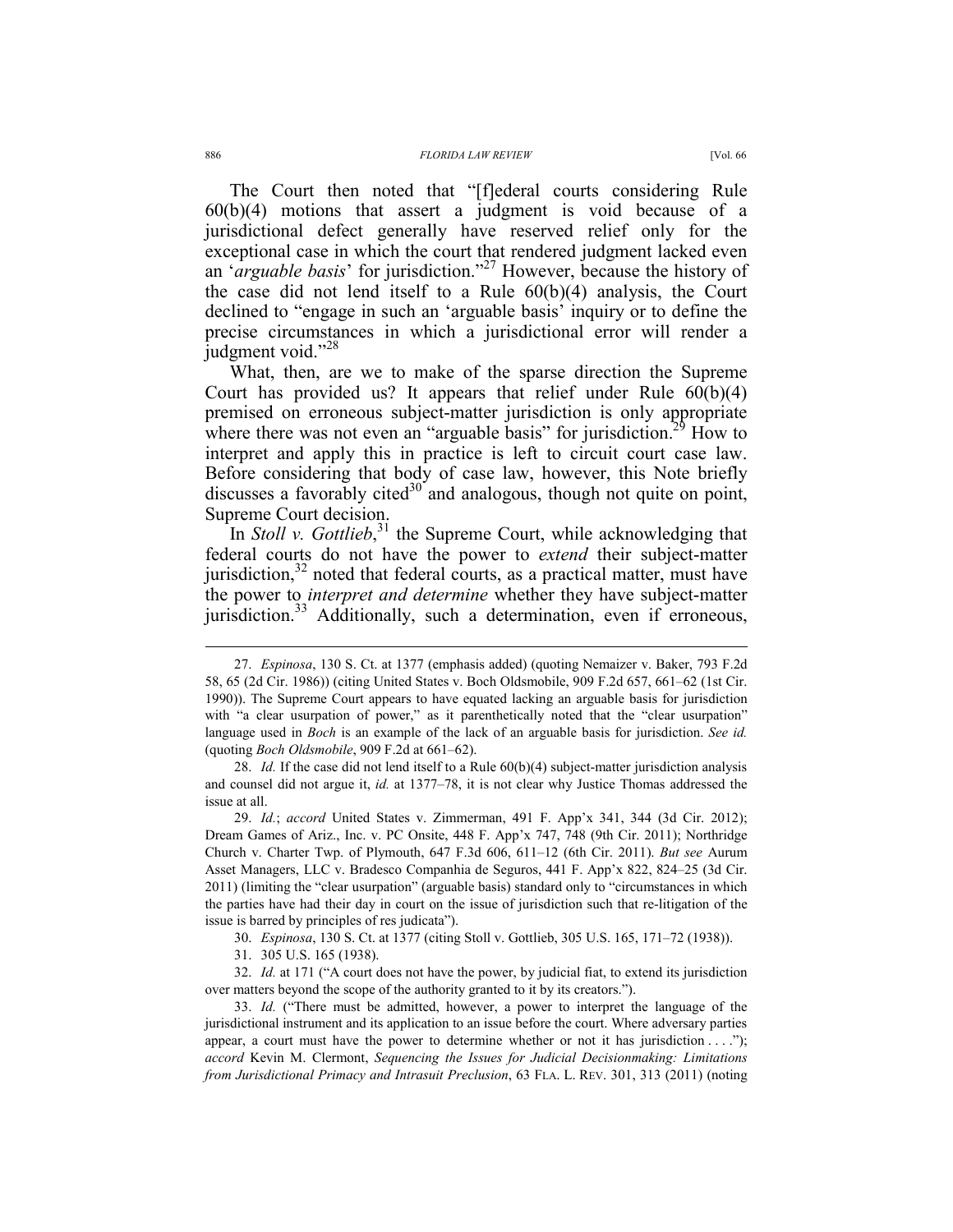The Court then noted that "[f]ederal courts considering Rule 60(b)(4) motions that assert a judgment is void because of a jurisdictional defect generally have reserved relief only for the exceptional case in which the court that rendered judgment lacked even an '*arguable basis*' for jurisdiction."[27] However, because the history of the case did not lend itself to a Rule 60(b)(4) analysis, the Court declined to "engage in such an 'arguable basis' inquiry or to define the precise circumstances in which a jurisdictional error will render a judgment void."[28]

What, then, are we to make of the sparse direction the Supreme Court has provided us? It appears that relief under Rule 60(b)(4) premised on erroneous subject-matter jurisdiction is only appropriate where there was not even an "arguable basis" for jurisdiction.[29] How to interpret and apply this in practice is left to circuit court case law. Before considering that body of case law, however, this Note briefly discusses a favorably cited[30] and analogous, though not quite on point, Supreme Court decision.

In *Stoll v. Gottlieb*,[31] the Supreme Court, while acknowledging that federal courts do not have the power to *extend* their subject-matter jurisdiction,[32] noted that federal courts, as a practical matter, must have the power to *interpret and determine* whether they have subject-matter jurisdiction.[33] Additionally, such a determination, even if erroneous,

---

27. *Espinosa*, 130 S. Ct. at 1377 (emphasis added) (quoting Nemaizer v. Baker, 793 F.2d 58, 65 (2d Cir. 1986)) (citing United States v. Boch Oldsmobile, 909 F.2d 657, 661–62 (1st Cir. 1990)). The Supreme Court appears to have equated lacking an arguable basis for jurisdiction with "a clear usurpation of power," as it parenthetically noted that the "clear usurpation" language used in *Boch* is an example of the lack of an arguable basis for jurisdiction. *See id.* (quoting *Boch Oldsmobile*, 909 F.2d at 661–62).

28. *Id.* If the case did not lend itself to a Rule 60(b)(4) subject-matter jurisdiction analysis and counsel did not argue it, *id.* at 1377–78, it is not clear why Justice Thomas addressed the issue at all.

29. *Id.*; *accord* United States v. Zimmerman, 491 F. App'x 341, 344 (3d Cir. 2012); Dream Games of Ariz., Inc. v. PC Onsite, 448 F. App'x 747, 748 (9th Cir. 2011); Northridge Church v. Charter Twp. of Plymouth, 647 F.3d 606, 611–12 (6th Cir. 2011). *But see* Aurum Asset Managers, LLC v. Bradesco Companhia de Seguros, 441 F. App'x 822, 824–25 (3d Cir. 2011) (limiting the "clear usurpation" (arguable basis) standard only to "circumstances in which the parties have had their day in court on the issue of jurisdiction such that re-litigation of the issue is barred by principles of res judicata").

30. *Espinosa*, 130 S. Ct. at 1377 (citing Stoll v. Gottlieb, 305 U.S. 165, 171–72 (1938)).

31. 305 U.S. 165 (1938).

32. *Id.* at 171 ("A court does not have the power, by judicial fiat, to extend its jurisdiction over matters beyond the scope of the authority granted to it by its creators.").

33. *Id.* ("There must be admitted, however, a power to interpret the language of the jurisdictional instrument and its application to an issue before the court. Where adversary parties appear, a court must have the power to determine whether or not it has jurisdiction . . . ."); *accord* Kevin M. Clermont, *Sequencing the Issues for Judicial Decisionmaking: Limitations from Jurisdictional Primacy and Intrasuit Preclusion*, 63 FLA. L. REV. 301, 313 (2011) (noting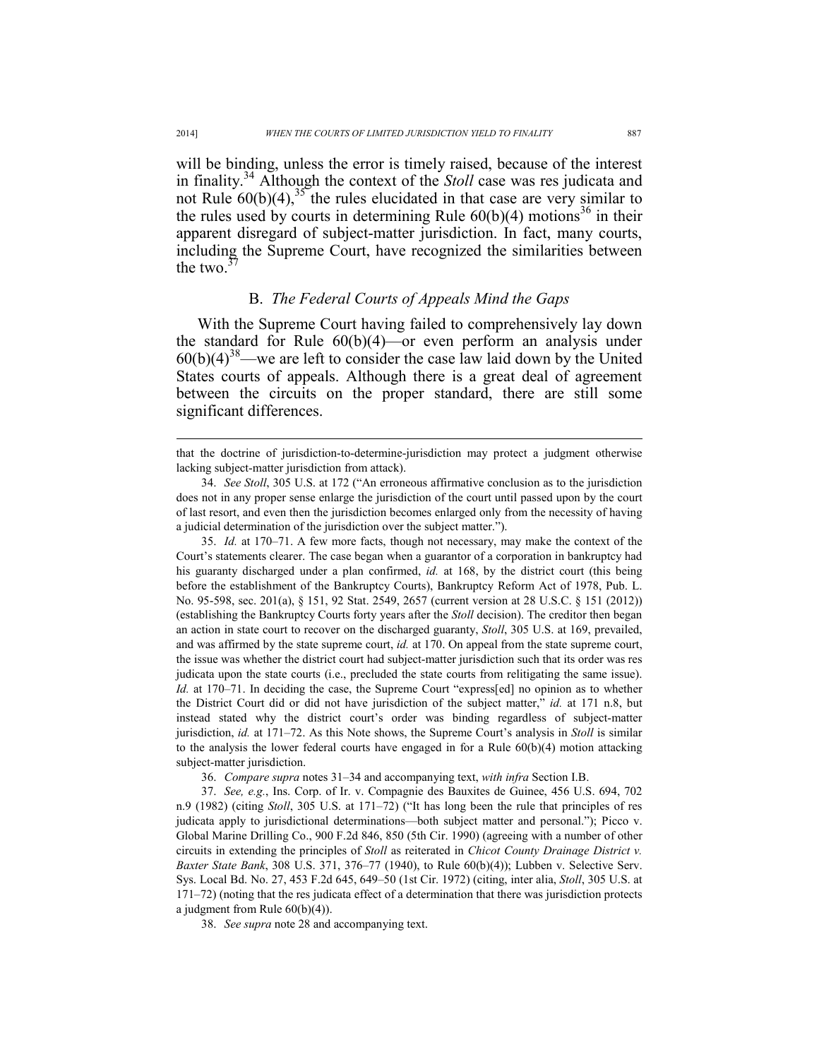will be binding, unless the error is timely raised, because of the interest in finality.[34] Although the context of the *Stoll* case was res judicata and not Rule 60(b)(4),[35] the rules elucidated in that case are very similar to the rules used by courts in determining Rule 60(b)(4) motions[36] in their apparent disregard of subject-matter jurisdiction. In fact, many courts, including the Supreme Court, have recognized the similarities between the two.[37]

## B. *The Federal Courts of Appeals Mind the Gaps*

With the Supreme Court having failed to comprehensively lay down the standard for Rule 60(b)(4)—or even perform an analysis under 60(b)(4)[38]—we are left to consider the case law laid down by the United States courts of appeals. Although there is a great deal of agreement between the circuits on the proper standard, there are still some significant differences.

---

that the doctrine of jurisdiction-to-determine-jurisdiction may protect a judgment otherwise lacking subject-matter jurisdiction from attack).

34. *See Stoll*, 305 U.S. at 172 ("An erroneous affirmative conclusion as to the jurisdiction does not in any proper sense enlarge the jurisdiction of the court until passed upon by the court of last resort, and even then the jurisdiction becomes enlarged only from the necessity of having a judicial determination of the jurisdiction over the subject matter.").

35. *Id.* at 170–71. A few more facts, though not necessary, may make the context of the Court's statements clearer. The case began when a guarantor of a corporation in bankruptcy had his guaranty discharged under a plan confirmed, *id.* at 168, by the district court (this being before the establishment of the Bankruptcy Courts), Bankruptcy Reform Act of 1978, Pub. L. No. 95-598, sec. 201(a), § 151, 92 Stat. 2549, 2657 (current version at 28 U.S.C. § 151 (2012)) (establishing the Bankruptcy Courts forty years after the *Stoll* decision). The creditor then began an action in state court to recover on the discharged guaranty, *Stoll*, 305 U.S. at 169, prevailed, and was affirmed by the state supreme court, *id.* at 170. On appeal from the state supreme court, the issue was whether the district court had subject-matter jurisdiction such that its order was res judicata upon the state courts (i.e., precluded the state courts from relitigating the same issue). *Id.* at 170–71. In deciding the case, the Supreme Court "express[ed] no opinion as to whether the District Court did or did not have jurisdiction of the subject matter," *id.* at 171 n.8, but instead stated why the district court's order was binding regardless of subject-matter jurisdiction, *id.* at 171–72. As this Note shows, the Supreme Court's analysis in *Stoll* is similar to the analysis the lower federal courts have engaged in for a Rule 60(b)(4) motion attacking subject-matter jurisdiction.

36. *Compare supra* notes 31–34 and accompanying text, *with infra* Section I.B.

37. *See, e.g.*, Ins. Corp. of Ir. v. Compagnie des Bauxites de Guinee, 456 U.S. 694, 702 n.9 (1982) (citing *Stoll*, 305 U.S. at 171–72) ("It has long been the rule that principles of res judicata apply to jurisdictional determinations—both subject matter and personal."); Picco v. Global Marine Drilling Co., 900 F.2d 846, 850 (5th Cir. 1990) (agreeing with a number of other circuits in extending the principles of *Stoll* as reiterated in *Chicot County Drainage District v. Baxter State Bank*, 308 U.S. 371, 376–77 (1940), to Rule 60(b)(4)); Lubben v. Selective Serv. Sys. Local Bd. No. 27, 453 F.2d 645, 649–50 (1st Cir. 1972) (citing, inter alia, *Stoll*, 305 U.S. at 171–72) (noting that the res judicata effect of a determination that there was jurisdiction protects a judgment from Rule 60(b)(4)).

38. *See supra* note 28 and accompanying text.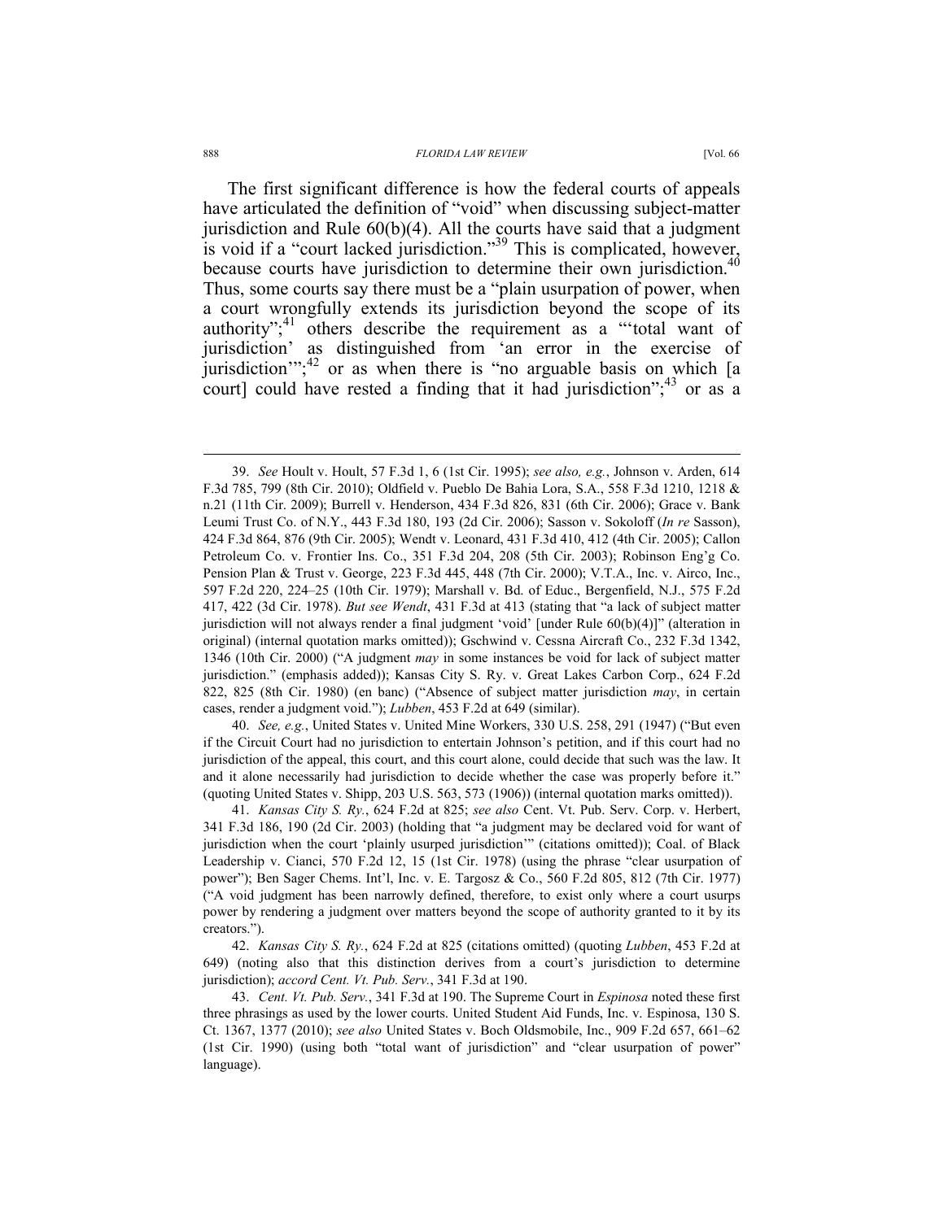The first significant difference is how the federal courts of appeals have articulated the definition of "void" when discussing subject-matter jurisdiction and Rule 60(b)(4). All the courts have said that a judgment is void if a "court lacked jurisdiction."[39] This is complicated, however, because courts have jurisdiction to determine their own jurisdiction.[40] Thus, some courts say there must be a "plain usurpation of power, when a court wrongfully extends its jurisdiction beyond the scope of its authority";[41] others describe the requirement as a "'total want of jurisdiction' as distinguished from 'an error in the exercise of jurisdiction'";[42] or as when there is "no arguable basis on which [a court] could have rested a finding that it had jurisdiction";[43] or as a

---

39. *See* Hoult v. Hoult, 57 F.3d 1, 6 (1st Cir. 1995); *see also, e.g.*, Johnson v. Arden, 614 F.3d 785, 799 (8th Cir. 2010); Oldfield v. Pueblo De Bahia Lora, S.A., 558 F.3d 1210, 1218 & n.21 (11th Cir. 2009); Burrell v. Henderson, 434 F.3d 826, 831 (6th Cir. 2006); Grace v. Bank Leumi Trust Co. of N.Y., 443 F.3d 180, 193 (2d Cir. 2006); Sasson v. Sokoloff (*In re* Sasson), 424 F.3d 864, 876 (9th Cir. 2005); Wendt v. Leonard, 431 F.3d 410, 412 (4th Cir. 2005); Callon Petroleum Co. v. Frontier Ins. Co., 351 F.3d 204, 208 (5th Cir. 2003); Robinson Eng'g Co. Pension Plan & Trust v. George, 223 F.3d 445, 448 (7th Cir. 2000); V.T.A., Inc. v. Airco, Inc., 597 F.2d 220, 224–25 (10th Cir. 1979); Marshall v. Bd. of Educ., Bergenfield, N.J., 575 F.2d 417, 422 (3d Cir. 1978). *But see Wendt*, 431 F.3d at 413 (stating that "a lack of subject matter jurisdiction will not always render a final judgment 'void' [under Rule 60(b)(4)]" (alteration in original) (internal quotation marks omitted)); Gschwind v. Cessna Aircraft Co., 232 F.3d 1342, 1346 (10th Cir. 2000) ("A judgment *may* in some instances be void for lack of subject matter jurisdiction." (emphasis added)); Kansas City S. Ry. v. Great Lakes Carbon Corp., 624 F.2d 822, 825 (8th Cir. 1980) (en banc) ("Absence of subject matter jurisdiction *may*, in certain cases, render a judgment void."); *Lubben*, 453 F.2d at 649 (similar).

40. *See, e.g.*, United States v. United Mine Workers, 330 U.S. 258, 291 (1947) ("But even if the Circuit Court had no jurisdiction to entertain Johnson's petition, and if this court had no jurisdiction of the appeal, this court, and this court alone, could decide that such was the law. It and it alone necessarily had jurisdiction to decide whether the case was properly before it." (quoting United States v. Shipp, 203 U.S. 563, 573 (1906)) (internal quotation marks omitted)).

41. *Kansas City S. Ry.*, 624 F.2d at 825; *see also* Cent. Vt. Pub. Serv. Corp. v. Herbert, 341 F.3d 186, 190 (2d Cir. 2003) (holding that "a judgment may be declared void for want of jurisdiction when the court 'plainly usurped jurisdiction'" (citations omitted)); Coal. of Black Leadership v. Cianci, 570 F.2d 12, 15 (1st Cir. 1978) (using the phrase "clear usurpation of power"); Ben Sager Chems. Int'l, Inc. v. E. Targosz & Co., 560 F.2d 805, 812 (7th Cir. 1977) ("A void judgment has been narrowly defined, therefore, to exist only where a court usurps power by rendering a judgment over matters beyond the scope of authority granted to it by its creators.").

42. *Kansas City S. Ry.*, 624 F.2d at 825 (citations omitted) (quoting *Lubben*, 453 F.2d at 649) (noting also that this distinction derives from a court's jurisdiction to determine jurisdiction); *accord Cent. Vt. Pub. Serv.*, 341 F.3d at 190.

43. *Cent. Vt. Pub. Serv.*, 341 F.3d at 190. The Supreme Court in *Espinosa* noted these first three phrasings as used by the lower courts. United Student Aid Funds, Inc. v. Espinosa, 130 S. Ct. 1367, 1377 (2010); *see also* United States v. Boch Oldsmobile, Inc., 909 F.2d 657, 661–62 (1st Cir. 1990) (using both "total want of jurisdiction" and "clear usurpation of power" language).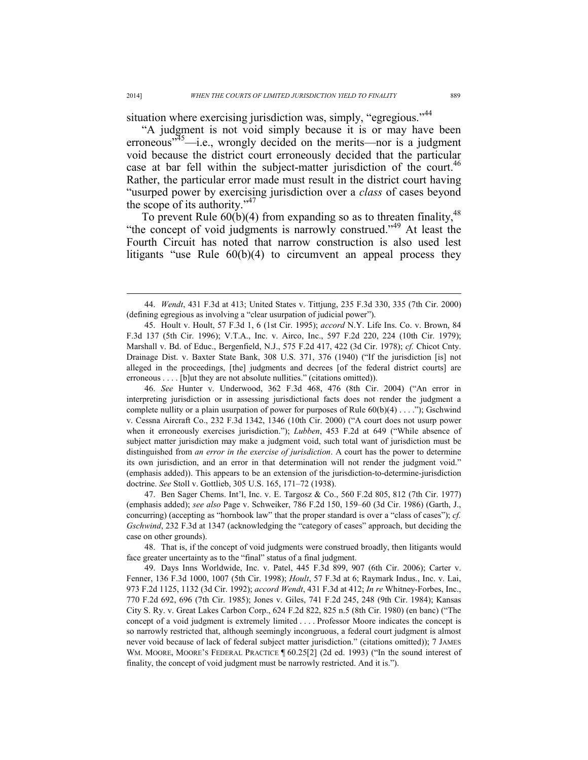situation where exercising jurisdiction was, simply, "egregious."[44]

"A judgment is not void simply because it is or may have been erroneous"[45]—i.e., wrongly decided on the merits—nor is a judgment void because the district court erroneously decided that the particular case at bar fell within the subject-matter jurisdiction of the court.[46] Rather, the particular error made must result in the district court having "usurped power by exercising jurisdiction over a *class* of cases beyond the scope of its authority."[47]

To prevent Rule 60(b)(4) from expanding so as to threaten finality,[48] "the concept of void judgments is narrowly construed."[49] At least the Fourth Circuit has noted that narrow construction is also used lest litigants "use Rule 60(b)(4) to circumvent an appeal process they

---

44. *Wendt*, 431 F.3d at 413; United States v. Tittjung, 235 F.3d 330, 335 (7th Cir. 2000) (defining egregious as involving a "clear usurpation of judicial power").

45. Hoult v. Hoult, 57 F.3d 1, 6 (1st Cir. 1995); *accord* N.Y. Life Ins. Co. v. Brown, 84 F.3d 137 (5th Cir. 1996); V.T.A., Inc. v. Airco, Inc., 597 F.2d 220, 224 (10th Cir. 1979); Marshall v. Bd. of Educ., Bergenfield, N.J., 575 F.2d 417, 422 (3d Cir. 1978); *cf.* Chicot Cnty. Drainage Dist. v. Baxter State Bank, 308 U.S. 371, 376 (1940) ("If the jurisdiction [is] not alleged in the proceedings, [the] judgments and decrees [of the federal district courts] are erroneous . . . . [b]ut they are not absolute nullities." (citations omitted)).

46. *See* Hunter v. Underwood, 362 F.3d 468, 476 (8th Cir. 2004) ("An error in interpreting jurisdiction or in assessing jurisdictional facts does not render the judgment a complete nullity or a plain usurpation of power for purposes of Rule 60(b)(4) . . . ."); Gschwind v. Cessna Aircraft Co., 232 F.3d 1342, 1346 (10th Cir. 2000) ("A court does not usurp power when it erroneously exercises jurisdiction."); *Lubben*, 453 F.2d at 649 ("While absence of subject matter jurisdiction may make a judgment void, such total want of jurisdiction must be distinguished from *an error in the exercise of jurisdiction*. A court has the power to determine its own jurisdiction, and an error in that determination will not render the judgment void." (emphasis added)). This appears to be an extension of the jurisdiction-to-determine-jurisdiction doctrine. *See* Stoll v. Gottlieb, 305 U.S. 165, 171–72 (1938).

47. Ben Sager Chems. Int'l, Inc. v. E. Targosz & Co., 560 F.2d 805, 812 (7th Cir. 1977) (emphasis added); *see also* Page v. Schweiker, 786 F.2d 150, 159–60 (3d Cir. 1986) (Garth, J., concurring) (accepting as "hornbook law" that the proper standard is over a "class of cases"); *cf. Gschwind*, 232 F.3d at 1347 (acknowledging the "category of cases" approach, but deciding the case on other grounds).

48. That is, if the concept of void judgments were construed broadly, then litigants would face greater uncertainty as to the "final" status of a final judgment.

49. Days Inns Worldwide, Inc. v. Patel, 445 F.3d 899, 907 (6th Cir. 2006); Carter v. Fenner, 136 F.3d 1000, 1007 (5th Cir. 1998); *Hoult*, 57 F.3d at 6; Raymark Indus., Inc. v. Lai, 973 F.2d 1125, 1132 (3d Cir. 1992); *accord Wendt*, 431 F.3d at 412; *In re* Whitney-Forbes, Inc., 770 F.2d 692, 696 (7th Cir. 1985); Jones v. Giles, 741 F.2d 245, 248 (9th Cir. 1984); Kansas City S. Ry. v. Great Lakes Carbon Corp., 624 F.2d 822, 825 n.5 (8th Cir. 1980) (en banc) ("The concept of a void judgment is extremely limited . . . . Professor Moore indicates the concept is so narrowly restricted that, although seemingly incongruous, a federal court judgment is almost never void because of lack of federal subject matter jurisdiction." (citations omitted)); 7 JAMES WM. MOORE, MOORE'S FEDERAL PRACTICE ¶ 60.25[2] (2d ed. 1993) ("In the sound interest of finality, the concept of void judgment must be narrowly restricted. And it is.").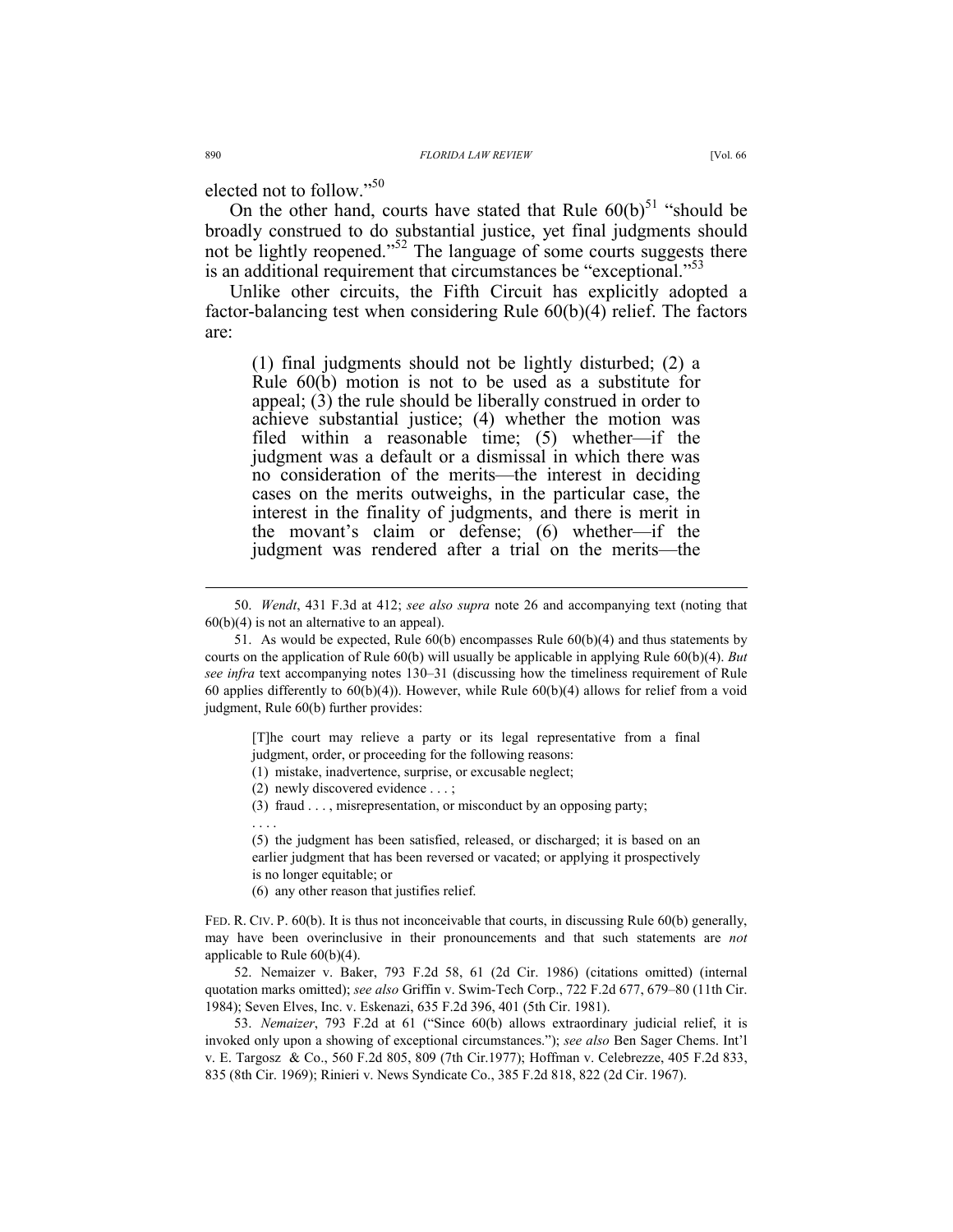elected not to follow."[50]

On the other hand, courts have stated that Rule 60(b)[51] "should be broadly construed to do substantial justice, yet final judgments should not be lightly reopened."[52] The language of some courts suggests there is an additional requirement that circumstances be "exceptional."[53]

Unlike other circuits, the Fifth Circuit has explicitly adopted a factor-balancing test when considering Rule 60(b)(4) relief. The factors are:

> (1) final judgments should not be lightly disturbed; (2) a Rule 60(b) motion is not to be used as a substitute for appeal; (3) the rule should be liberally construed in order to achieve substantial justice; (4) whether the motion was filed within a reasonable time; (5) whether—if the judgment was a default or a dismissal in which there was no consideration of the merits—the interest in deciding cases on the merits outweighs, in the particular case, the interest in the finality of judgments, and there is merit in the movant's claim or defense; (6) whether—if the judgment was rendered after a trial on the merits—the

---

50. *Wendt*, 431 F.3d at 412; *see also supra* note 26 and accompanying text (noting that 60(b)(4) is not an alternative to an appeal).

51. As would be expected, Rule 60(b) encompasses Rule 60(b)(4) and thus statements by courts on the application of Rule 60(b) will usually be applicable in applying Rule 60(b)(4). *But see infra* text accompanying notes 130–31 (discussing how the timeliness requirement of Rule 60 applies differently to 60(b)(4)). However, while Rule 60(b)(4) allows for relief from a void judgment, Rule 60(b) further provides:

> [T]he court may relieve a party or its legal representative from a final judgment, order, or proceeding for the following reasons:
>
> (1) mistake, inadvertence, surprise, or excusable neglect;
>
> (2) newly discovered evidence . . . ;
>
> (3) fraud . . . , misrepresentation, or misconduct by an opposing party;
>
> . . . .
>
> (5) the judgment has been satisfied, released, or discharged; it is based on an earlier judgment that has been reversed or vacated; or applying it prospectively is no longer equitable; or
>
> (6) any other reason that justifies relief.

FED. R. CIV. P. 60(b). It is thus not inconceivable that courts, in discussing Rule 60(b) generally, may have been overinclusive in their pronouncements and that such statements are *not* applicable to Rule 60(b)(4).

52. Nemaizer v. Baker, 793 F.2d 58, 61 (2d Cir. 1986) (citations omitted) (internal quotation marks omitted); *see also* Griffin v. Swim-Tech Corp., 722 F.2d 677, 679–80 (11th Cir. 1984); Seven Elves, Inc. v. Eskenazi, 635 F.2d 396, 401 (5th Cir. 1981).

53. *Nemaizer*, 793 F.2d at 61 ("Since 60(b) allows extraordinary judicial relief, it is invoked only upon a showing of exceptional circumstances."); *see also* Ben Sager Chems. Int'l v. E. Targosz & Co., 560 F.2d 805, 809 (7th Cir.1977); Hoffman v. Celebrezze, 405 F.2d 833, 835 (8th Cir. 1969); Rinieri v. News Syndicate Co., 385 F.2d 818, 822 (2d Cir. 1967).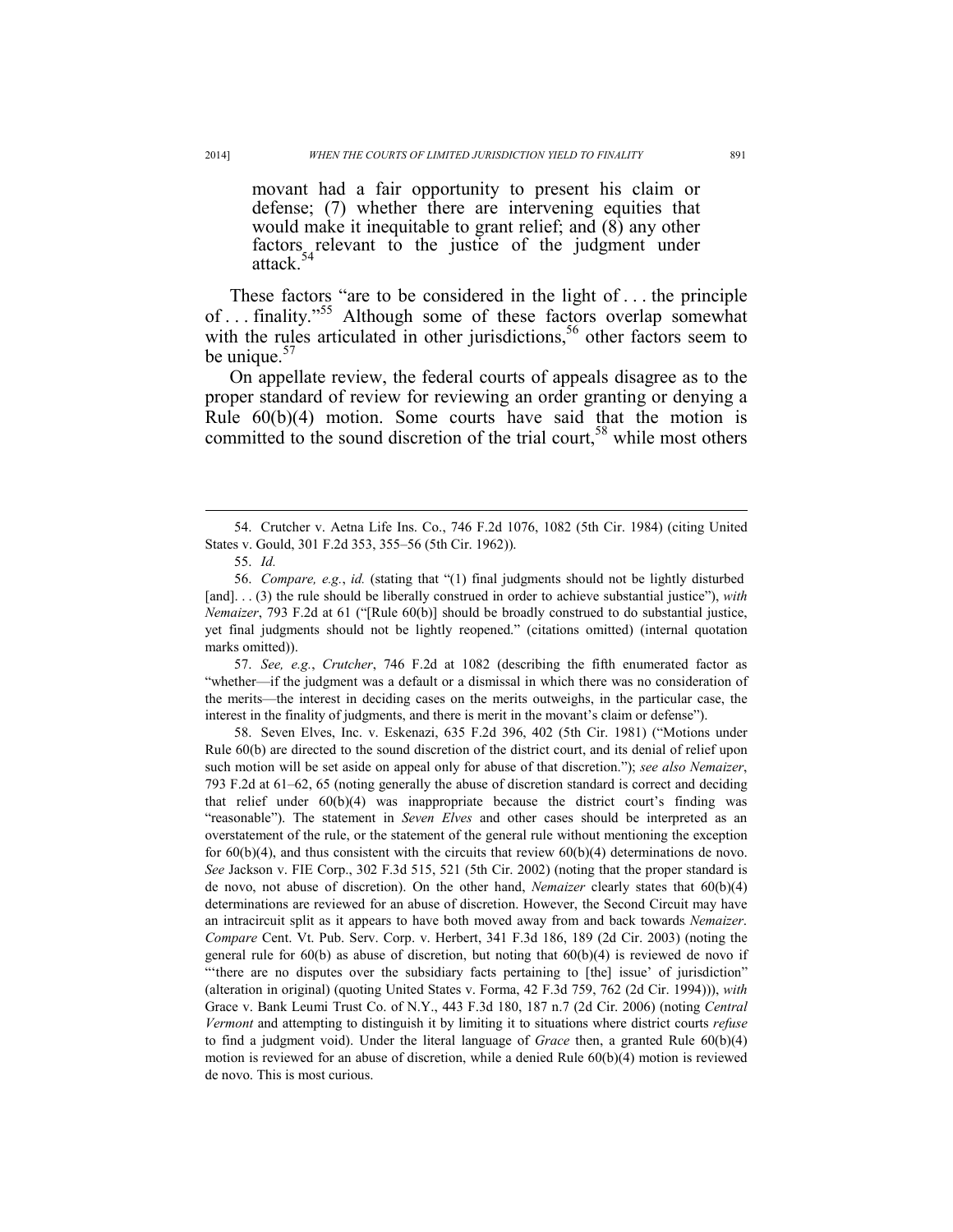> movant had a fair opportunity to present his claim or defense; (7) whether there are intervening equities that would make it inequitable to grant relief; and (8) any other factors relevant to the justice of the judgment under attack.[54]

These factors "are to be considered in the light of . . . the principle of . . . finality."[55] Although some of these factors overlap somewhat with the rules articulated in other jurisdictions,[56] other factors seem to be unique.[57]

On appellate review, the federal courts of appeals disagree as to the proper standard of review for reviewing an order granting or denying a Rule 60(b)(4) motion. Some courts have said that the motion is committed to the sound discretion of the trial court,[58] while most others

---

54. Crutcher v. Aetna Life Ins. Co., 746 F.2d 1076, 1082 (5th Cir. 1984) (citing United States v. Gould, 301 F.2d 353, 355–56 (5th Cir. 1962)).

55. *Id.*

56. *Compare, e.g.*, *id.* (stating that "(1) final judgments should not be lightly disturbed [and]. . . (3) the rule should be liberally construed in order to achieve substantial justice"), *with Nemaizer*, 793 F.2d at 61 ("[Rule 60(b)] should be broadly construed to do substantial justice, yet final judgments should not be lightly reopened." (citations omitted) (internal quotation marks omitted)).

57. *See, e.g.*, *Crutcher*, 746 F.2d at 1082 (describing the fifth enumerated factor as "whether—if the judgment was a default or a dismissal in which there was no consideration of the merits—the interest in deciding cases on the merits outweighs, in the particular case, the interest in the finality of judgments, and there is merit in the movant's claim or defense").

58. Seven Elves, Inc. v. Eskenazi, 635 F.2d 396, 402 (5th Cir. 1981) ("Motions under Rule 60(b) are directed to the sound discretion of the district court, and its denial of relief upon such motion will be set aside on appeal only for abuse of that discretion."); *see also Nemaizer*, 793 F.2d at 61–62, 65 (noting generally the abuse of discretion standard is correct and deciding that relief under 60(b)(4) was inappropriate because the district court's finding was "reasonable"). The statement in *Seven Elves* and other cases should be interpreted as an overstatement of the rule, or the statement of the general rule without mentioning the exception for 60(b)(4), and thus consistent with the circuits that review 60(b)(4) determinations de novo. *See* Jackson v. FIE Corp., 302 F.3d 515, 521 (5th Cir. 2002) (noting that the proper standard is de novo, not abuse of discretion). On the other hand, *Nemaizer* clearly states that 60(b)(4) determinations are reviewed for an abuse of discretion. However, the Second Circuit may have an intracircuit split as it appears to have both moved away from and back towards *Nemaizer*. *Compare* Cent. Vt. Pub. Serv. Corp. v. Herbert, 341 F.3d 186, 189 (2d Cir. 2003) (noting the general rule for 60(b) as abuse of discretion, but noting that 60(b)(4) is reviewed de novo if "'there are no disputes over the subsidiary facts pertaining to [the] issue' of jurisdiction" (alteration in original) (quoting United States v. Forma, 42 F.3d 759, 762 (2d Cir. 1994))), *with* Grace v. Bank Leumi Trust Co. of N.Y., 443 F.3d 180, 187 n.7 (2d Cir. 2006) (noting *Central Vermont* and attempting to distinguish it by limiting it to situations where district courts *refuse* to find a judgment void). Under the literal language of *Grace* then, a granted Rule 60(b)(4) motion is reviewed for an abuse of discretion, while a denied Rule 60(b)(4) motion is reviewed de novo. This is most curious.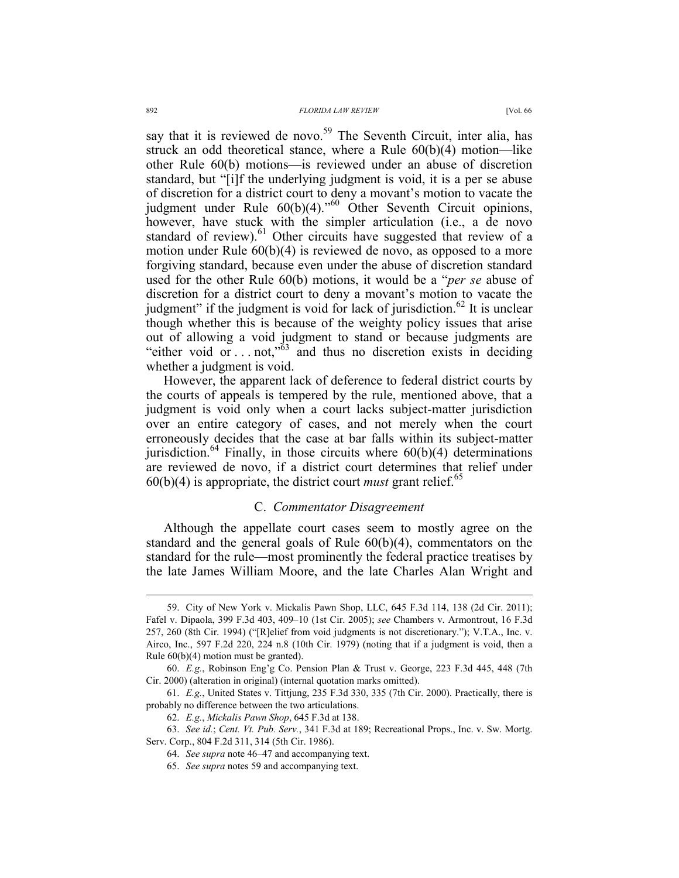say that it is reviewed de novo.[59] The Seventh Circuit, inter alia, has struck an odd theoretical stance, where a Rule 60(b)(4) motion—like other Rule 60(b) motions—is reviewed under an abuse of discretion standard, but "[i]f the underlying judgment is void, it is a per se abuse of discretion for a district court to deny a movant's motion to vacate the judgment under Rule 60(b)(4)."[60] Other Seventh Circuit opinions, however, have stuck with the simpler articulation (i.e., a de novo standard of review).[61] Other circuits have suggested that review of a motion under Rule 60(b)(4) is reviewed de novo, as opposed to a more forgiving standard, because even under the abuse of discretion standard used for the other Rule 60(b) motions, it would be a "*per se* abuse of discretion for a district court to deny a movant's motion to vacate the judgment" if the judgment is void for lack of jurisdiction.[62] It is unclear though whether this is because of the weighty policy issues that arise out of allowing a void judgment to stand or because judgments are "either void or . . . not,"[63] and thus no discretion exists in deciding whether a judgment is void.

However, the apparent lack of deference to federal district courts by the courts of appeals is tempered by the rule, mentioned above, that a judgment is void only when a court lacks subject-matter jurisdiction over an entire category of cases, and not merely when the court erroneously decides that the case at bar falls within its subject-matter jurisdiction.[64] Finally, in those circuits where 60(b)(4) determinations are reviewed de novo, if a district court determines that relief under 60(b)(4) is appropriate, the district court *must* grant relief.[65]

## C. *Commentator Disagreement*

Although the appellate court cases seem to mostly agree on the standard and the general goals of Rule 60(b)(4), commentators on the standard for the rule—most prominently the federal practice treatises by the late James William Moore, and the late Charles Alan Wright and

---

59. City of New York v. Mickalis Pawn Shop, LLC, 645 F.3d 114, 138 (2d Cir. 2011); Fafel v. Dipaola, 399 F.3d 403, 409–10 (1st Cir. 2005); *see* Chambers v. Armontrout, 16 F.3d 257, 260 (8th Cir. 1994) ("[R]elief from void judgments is not discretionary."); V.T.A., Inc. v. Airco, Inc., 597 F.2d 220, 224 n.8 (10th Cir. 1979) (noting that if a judgment is void, then a Rule 60(b)(4) motion must be granted).

60. *E.g.*, Robinson Eng'g Co. Pension Plan & Trust v. George, 223 F.3d 445, 448 (7th Cir. 2000) (alteration in original) (internal quotation marks omitted).

61. *E.g.*, United States v. Tittjung, 235 F.3d 330, 335 (7th Cir. 2000). Practically, there is probably no difference between the two articulations.

62. *E.g.*, *Mickalis Pawn Shop*, 645 F.3d at 138.

63. *See id.*; *Cent. Vt. Pub. Serv.*, 341 F.3d at 189; Recreational Props., Inc. v. Sw. Mortg. Serv. Corp., 804 F.2d 311, 314 (5th Cir. 1986).

64. *See supra* note 46–47 and accompanying text.

65. *See supra* notes 59 and accompanying text.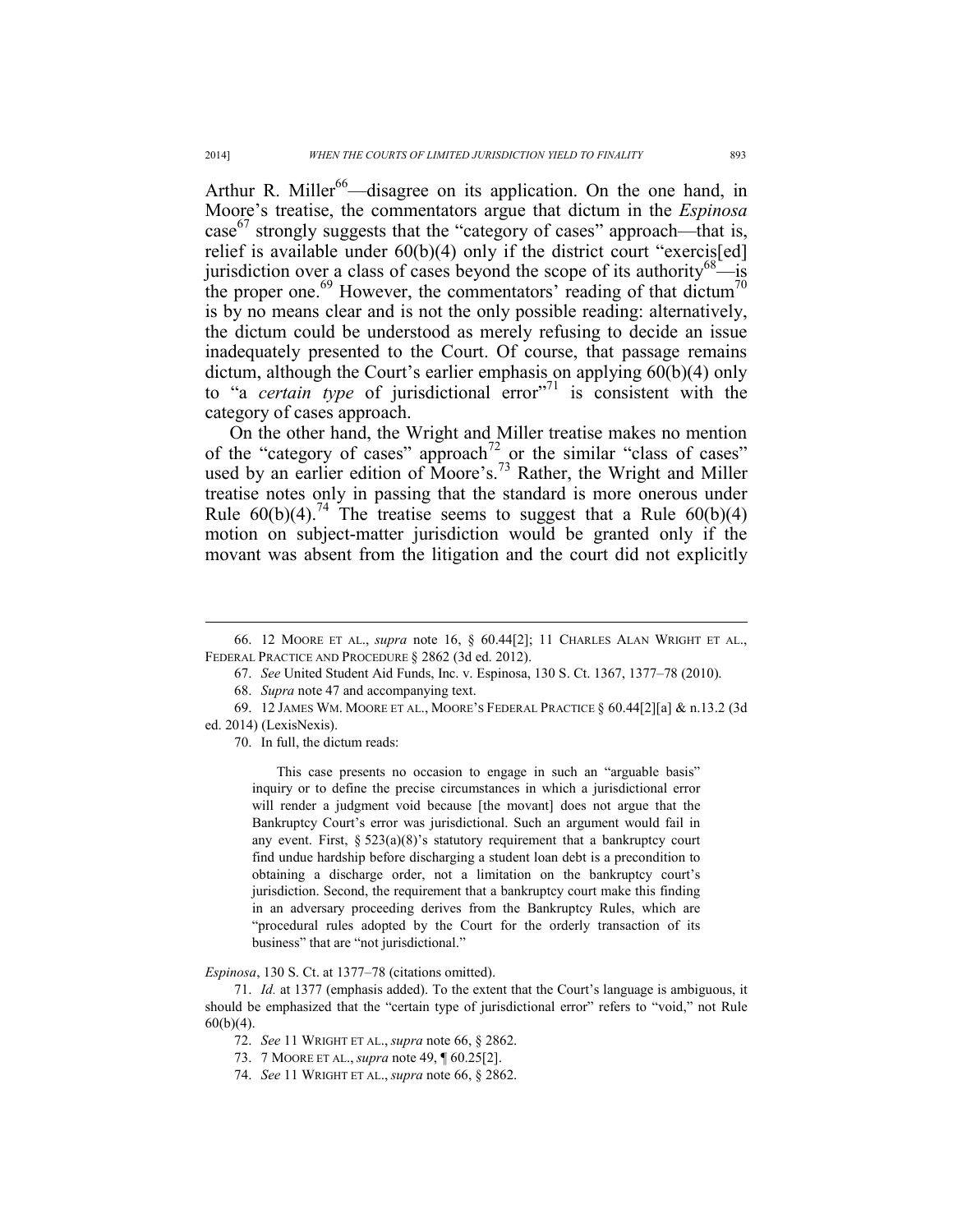Arthur R. Miller[66]—disagree on its application. On the one hand, in Moore's treatise, the commentators argue that dictum in the *Espinosa* case[67] strongly suggests that the "category of cases" approach—that is, relief is available under 60(b)(4) only if the district court "exercis[ed] jurisdiction over a class of cases beyond the scope of its authority[68]—is the proper one.[69] However, the commentators' reading of that dictum[70] is by no means clear and is not the only possible reading: alternatively, the dictum could be understood as merely refusing to decide an issue inadequately presented to the Court. Of course, that passage remains dictum, although the Court's earlier emphasis on applying 60(b)(4) only to "a *certain type* of jurisdictional error"[71] is consistent with the category of cases approach.

On the other hand, the Wright and Miller treatise makes no mention of the "category of cases" approach[72] or the similar "class of cases" used by an earlier edition of Moore's.[73] Rather, the Wright and Miller treatise notes only in passing that the standard is more onerous under Rule 60(b)(4).[74] The treatise seems to suggest that a Rule 60(b)(4) motion on subject-matter jurisdiction would be granted only if the movant was absent from the litigation and the court did not explicitly

---

66. 12 MOORE ET AL., *supra* note 16, § 60.44[2]; 11 CHARLES ALAN WRIGHT ET AL., FEDERAL PRACTICE AND PROCEDURE § 2862 (3d ed. 2012).

67. *See* United Student Aid Funds, Inc. v. Espinosa, 130 S. Ct. 1367, 1377–78 (2010).

68. *Supra* note 47 and accompanying text.

69. 12 JAMES WM. MOORE ET AL., MOORE'S FEDERAL PRACTICE § 60.44[2][a] & n.13.2 (3d ed. 2014) (LexisNexis).

70. In full, the dictum reads:

> This case presents no occasion to engage in such an "arguable basis" inquiry or to define the precise circumstances in which a jurisdictional error will render a judgment void because [the movant] does not argue that the Bankruptcy Court's error was jurisdictional. Such an argument would fail in any event. First, § 523(a)(8)'s statutory requirement that a bankruptcy court find undue hardship before discharging a student loan debt is a precondition to obtaining a discharge order, not a limitation on the bankruptcy court's jurisdiction. Second, the requirement that a bankruptcy court make this finding in an adversary proceeding derives from the Bankruptcy Rules, which are "procedural rules adopted by the Court for the orderly transaction of its business" that are "not jurisdictional."

*Espinosa*, 130 S. Ct. at 1377–78 (citations omitted).

71. *Id.* at 1377 (emphasis added). To the extent that the Court's language is ambiguous, it should be emphasized that the "certain type of jurisdictional error" refers to "void," not Rule 60(b)(4).

72. *See* 11 WRIGHT ET AL., *supra* note 66, § 2862.

73. 7 MOORE ET AL., *supra* note 49, ¶ 60.25[2].

74. *See* 11 WRIGHT ET AL., *supra* note 66, § 2862.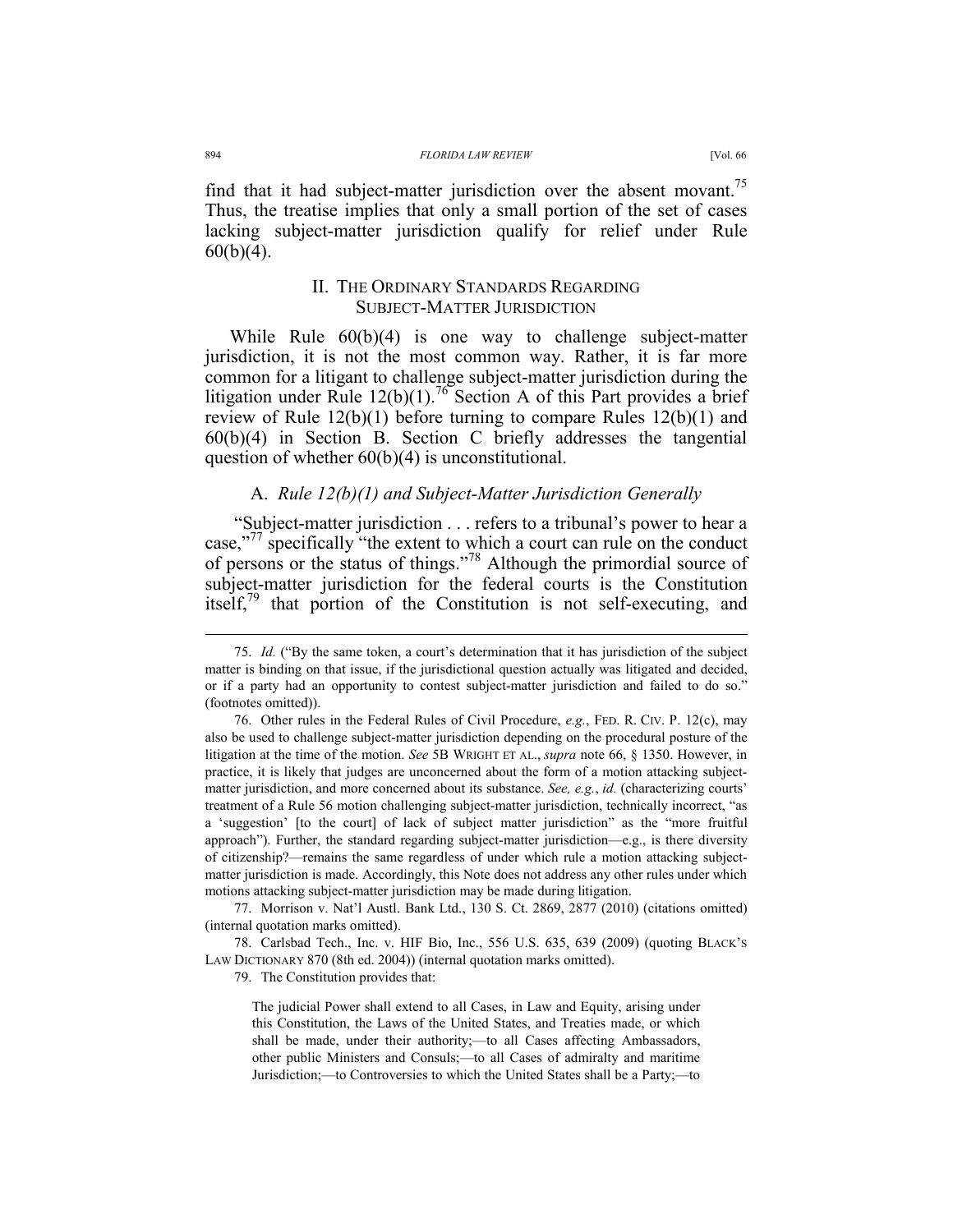find that it had subject-matter jurisdiction over the absent movant.[75] Thus, the treatise implies that only a small portion of the set of cases lacking subject-matter jurisdiction qualify for relief under Rule 60(b)(4).

## II. The Ordinary Standards Regarding Subject-Matter Jurisdiction

While Rule 60(b)(4) is one way to challenge subject-matter jurisdiction, it is not the most common way. Rather, it is far more common for a litigant to challenge subject-matter jurisdiction during the litigation under Rule 12(b)(1).[76] Section A of this Part provides a brief review of Rule 12(b)(1) before turning to compare Rules 12(b)(1) and 60(b)(4) in Section B. Section C briefly addresses the tangential question of whether 60(b)(4) is unconstitutional.

### A. *Rule 12(b)(1) and Subject-Matter Jurisdiction Generally*

"Subject-matter jurisdiction . . . refers to a tribunal's power to hear a case,"[77] specifically "the extent to which a court can rule on the conduct of persons or the status of things."[78] Although the primordial source of subject-matter jurisdiction for the federal courts is the Constitution itself,[79] that portion of the Constitution is not self-executing, and

---

75. *Id.* ("By the same token, a court's determination that it has jurisdiction of the subject matter is binding on that issue, if the jurisdictional question actually was litigated and decided, or if a party had an opportunity to contest subject-matter jurisdiction and failed to do so." (footnotes omitted)).

76. Other rules in the Federal Rules of Civil Procedure, *e.g.*, Fed. R. Civ. P. 12(c), may also be used to challenge subject-matter jurisdiction depending on the procedural posture of the litigation at the time of the motion. *See* 5B Wright et al., *supra* note 66, § 1350. However, in practice, it is likely that judges are unconcerned about the form of a motion attacking subject-matter jurisdiction, and more concerned about its substance. *See, e.g.*, *id.* (characterizing courts' treatment of a Rule 56 motion challenging subject-matter jurisdiction, technically incorrect, "as a 'suggestion' [to the court] of lack of subject matter jurisdiction" as the "more fruitful approach"). Further, the standard regarding subject-matter jurisdiction—e.g., is there diversity of citizenship?—remains the same regardless of under which rule a motion attacking subject-matter jurisdiction is made. Accordingly, this Note does not address any other rules under which motions attacking subject-matter jurisdiction may be made during litigation.

77. Morrison v. Nat'l Austl. Bank Ltd., 130 S. Ct. 2869, 2877 (2010) (citations omitted) (internal quotation marks omitted).

78. Carlsbad Tech., Inc. v. HIF Bio, Inc., 556 U.S. 635, 639 (2009) (quoting Black's Law Dictionary 870 (8th ed. 2004)) (internal quotation marks omitted).

79. The Constitution provides that:

> The judicial Power shall extend to all Cases, in Law and Equity, arising under this Constitution, the Laws of the United States, and Treaties made, or which shall be made, under their authority;—to all Cases affecting Ambassadors, other public Ministers and Consuls;—to all Cases of admiralty and maritime Jurisdiction;—to Controversies to which the United States shall be a Party;—to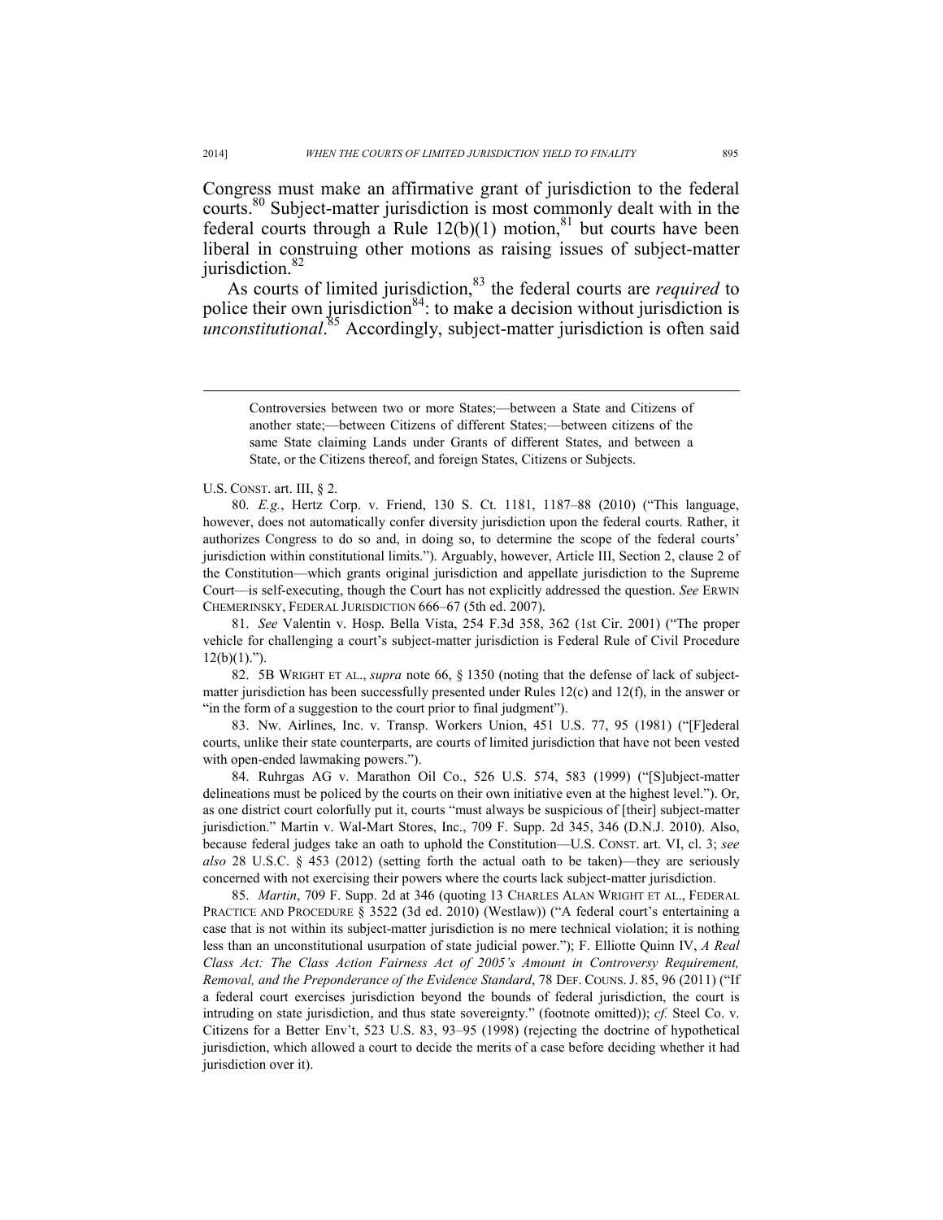Congress must make an affirmative grant of jurisdiction to the federal courts.[80] Subject-matter jurisdiction is most commonly dealt with in the federal courts through a Rule 12(b)(1) motion,[81] but courts have been liberal in construing other motions as raising issues of subject-matter jurisdiction.[82]

As courts of limited jurisdiction,[83] the federal courts are *required* to police their own jurisdiction[84]: to make a decision without jurisdiction is *unconstitutional*.[85] Accordingly, subject-matter jurisdiction is often said

---

> Controversies between two or more States;—between a State and Citizens of another state;—between Citizens of different States;—between citizens of the same State claiming Lands under Grants of different States, and between a State, or the Citizens thereof, and foreign States, Citizens or Subjects.

U.S. CONST. art. III, § 2.

80. *E.g.*, Hertz Corp. v. Friend, 130 S. Ct. 1181, 1187–88 (2010) ("This language, however, does not automatically confer diversity jurisdiction upon the federal courts. Rather, it authorizes Congress to do so and, in doing so, to determine the scope of the federal courts' jurisdiction within constitutional limits."). Arguably, however, Article III, Section 2, clause 2 of the Constitution—which grants original jurisdiction and appellate jurisdiction to the Supreme Court—is self-executing, though the Court has not explicitly addressed the question. *See* ERWIN CHEMERINSKY, FEDERAL JURISDICTION 666–67 (5th ed. 2007).

81. *See* Valentin v. Hosp. Bella Vista, 254 F.3d 358, 362 (1st Cir. 2001) ("The proper vehicle for challenging a court's subject-matter jurisdiction is Federal Rule of Civil Procedure 12(b)(1).").

82. 5B WRIGHT ET AL., *supra* note 66, § 1350 (noting that the defense of lack of subject-matter jurisdiction has been successfully presented under Rules 12(c) and 12(f), in the answer or "in the form of a suggestion to the court prior to final judgment").

83. Nw. Airlines, Inc. v. Transp. Workers Union, 451 U.S. 77, 95 (1981) ("[F]ederal courts, unlike their state counterparts, are courts of limited jurisdiction that have not been vested with open-ended lawmaking powers.").

84. Ruhrgas AG v. Marathon Oil Co., 526 U.S. 574, 583 (1999) ("[S]ubject-matter delineations must be policed by the courts on their own initiative even at the highest level."). Or, as one district court colorfully put it, courts "must always be suspicious of [their] subject-matter jurisdiction." Martin v. Wal-Mart Stores, Inc., 709 F. Supp. 2d 345, 346 (D.N.J. 2010). Also, because federal judges take an oath to uphold the Constitution—U.S. CONST. art. VI, cl. 3; *see also* 28 U.S.C. § 453 (2012) (setting forth the actual oath to be taken)—they are seriously concerned with not exercising their powers where the courts lack subject-matter jurisdiction.

85. *Martin*, 709 F. Supp. 2d at 346 (quoting 13 CHARLES ALAN WRIGHT ET AL., FEDERAL PRACTICE AND PROCEDURE § 3522 (3d ed. 2010) (Westlaw)) ("A federal court's entertaining a case that is not within its subject-matter jurisdiction is no mere technical violation; it is nothing less than an unconstitutional usurpation of state judicial power."); F. Elliotte Quinn IV, *A Real Class Act: The Class Action Fairness Act of 2005's Amount in Controversy Requirement, Removal, and the Preponderance of the Evidence Standard*, 78 DEF. COUNS. J. 85, 96 (2011) ("If a federal court exercises jurisdiction beyond the bounds of federal jurisdiction, the court is intruding on state jurisdiction, and thus state sovereignty." (footnote omitted)); *cf.* Steel Co. v. Citizens for a Better Env't, 523 U.S. 83, 93–95 (1998) (rejecting the doctrine of hypothetical jurisdiction, which allowed a court to decide the merits of a case before deciding whether it had jurisdiction over it).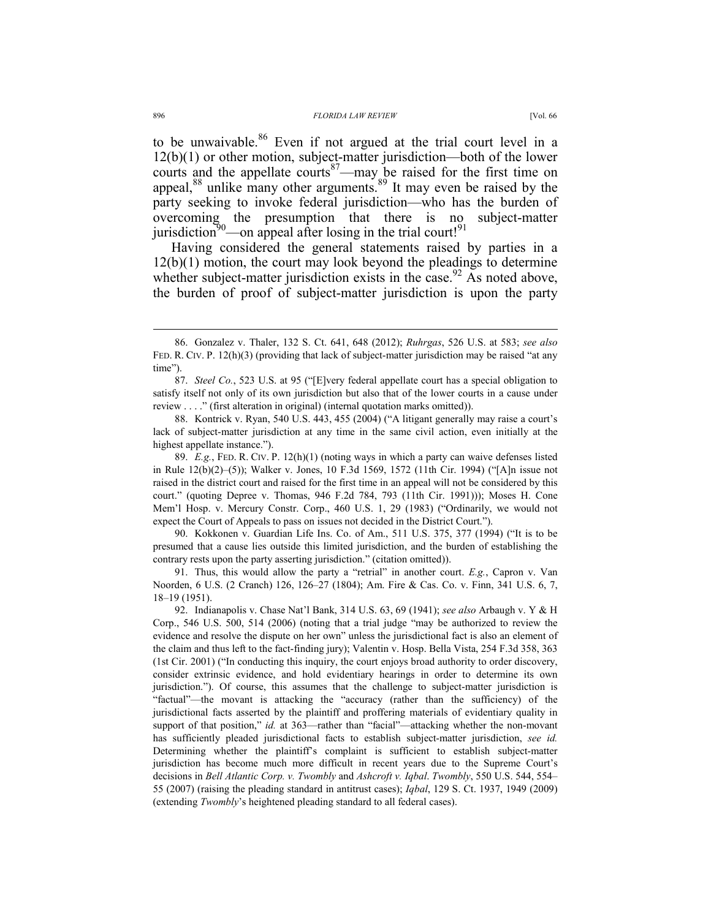to be unwaivable.[86] Even if not argued at the trial court level in a 12(b)(1) or other motion, subject-matter jurisdiction—both of the lower courts and the appellate courts[87]—may be raised for the first time on appeal,[88] unlike many other arguments.[89] It may even be raised by the party seeking to invoke federal jurisdiction—who has the burden of overcoming the presumption that there is no subject-matter jurisdiction[90]—on appeal after losing in the trial court![91]

Having considered the general statements raised by parties in a 12(b)(1) motion, the court may look beyond the pleadings to determine whether subject-matter jurisdiction exists in the case.[92] As noted above, the burden of proof of subject-matter jurisdiction is upon the party

---

86. Gonzalez v. Thaler, 132 S. Ct. 641, 648 (2012); *Ruhrgas*, 526 U.S. at 583; *see also* FED. R. CIV. P. 12(h)(3) (providing that lack of subject-matter jurisdiction may be raised "at any time").

87. *Steel Co.*, 523 U.S. at 95 ("[E]very federal appellate court has a special obligation to satisfy itself not only of its own jurisdiction but also that of the lower courts in a cause under review . . . ." (first alteration in original) (internal quotation marks omitted)).

88. Kontrick v. Ryan, 540 U.S. 443, 455 (2004) ("A litigant generally may raise a court's lack of subject-matter jurisdiction at any time in the same civil action, even initially at the highest appellate instance.").

89. *E.g.*, FED. R. CIV. P. 12(h)(1) (noting ways in which a party can waive defenses listed in Rule 12(b)(2)–(5)); Walker v. Jones, 10 F.3d 1569, 1572 (11th Cir. 1994) ("[A]n issue not raised in the district court and raised for the first time in an appeal will not be considered by this court." (quoting Depree v. Thomas, 946 F.2d 784, 793 (11th Cir. 1991))); Moses H. Cone Mem'l Hosp. v. Mercury Constr. Corp., 460 U.S. 1, 29 (1983) ("Ordinarily, we would not expect the Court of Appeals to pass on issues not decided in the District Court.").

90. Kokkonen v. Guardian Life Ins. Co. of Am., 511 U.S. 375, 377 (1994) ("It is to be presumed that a cause lies outside this limited jurisdiction, and the burden of establishing the contrary rests upon the party asserting jurisdiction." (citation omitted)).

91. Thus, this would allow the party a "retrial" in another court. *E.g.*, Capron v. Van Noorden, 6 U.S. (2 Cranch) 126, 126–27 (1804); Am. Fire & Cas. Co. v. Finn, 341 U.S. 6, 7, 18–19 (1951).

92. Indianapolis v. Chase Nat'l Bank, 314 U.S. 63, 69 (1941); *see also* Arbaugh v. Y & H Corp., 546 U.S. 500, 514 (2006) (noting that a trial judge "may be authorized to review the evidence and resolve the dispute on her own" unless the jurisdictional fact is also an element of the claim and thus left to the fact-finding jury); Valentin v. Hosp. Bella Vista, 254 F.3d 358, 363 (1st Cir. 2001) ("In conducting this inquiry, the court enjoys broad authority to order discovery, consider extrinsic evidence, and hold evidentiary hearings in order to determine its own jurisdiction."). Of course, this assumes that the challenge to subject-matter jurisdiction is "factual"—the movant is attacking the "accuracy (rather than the sufficiency) of the jurisdictional facts asserted by the plaintiff and proffering materials of evidentiary quality in support of that position," *id.* at 363—rather than "facial"—attacking whether the non-movant has sufficiently pleaded jurisdictional facts to establish subject-matter jurisdiction, *see id.* Determining whether the plaintiff's complaint is sufficient to establish subject-matter jurisdiction has become much more difficult in recent years due to the Supreme Court's decisions in *Bell Atlantic Corp. v. Twombly* and *Ashcroft v. Iqbal*. *Twombly*, 550 U.S. 544, 554–55 (2007) (raising the pleading standard in antitrust cases); *Iqbal*, 129 S. Ct. 1937, 1949 (2009) (extending *Twombly*'s heightened pleading standard to all federal cases).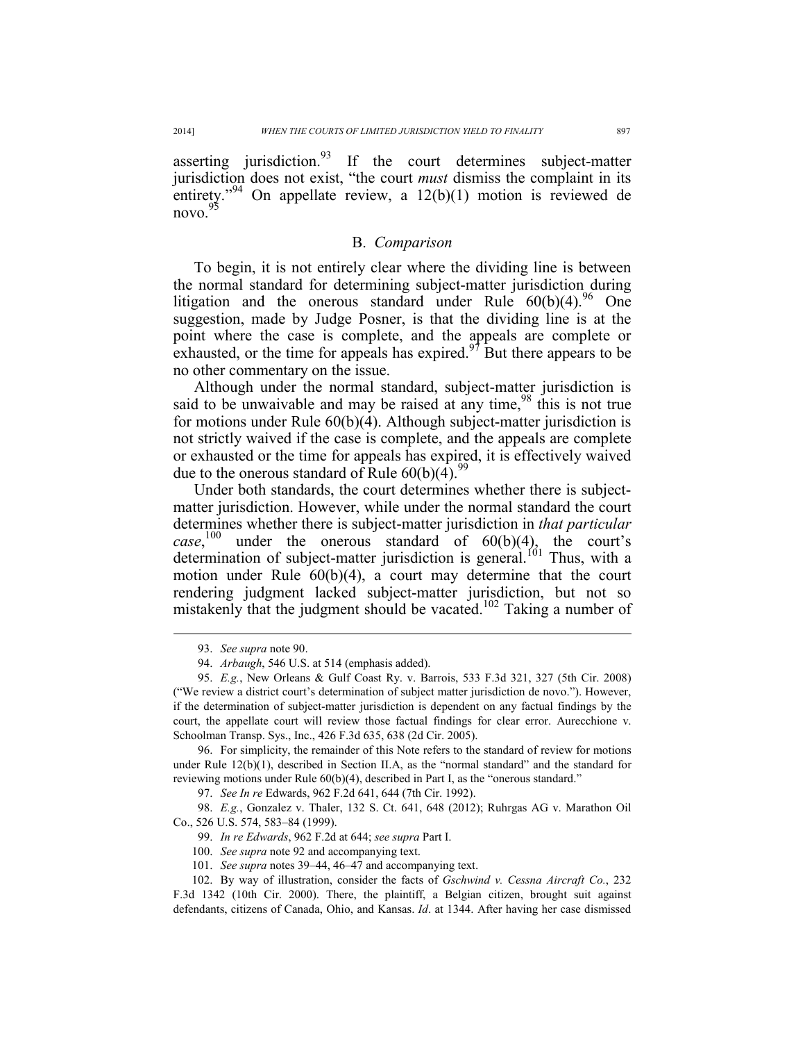asserting jurisdiction.[93] If the court determines subject-matter jurisdiction does not exist, "the court *must* dismiss the complaint in its entirety."[94] On appellate review, a 12(b)(1) motion is reviewed de novo.[95]

## B. *Comparison*

To begin, it is not entirely clear where the dividing line is between the normal standard for determining subject-matter jurisdiction during litigation and the onerous standard under Rule 60(b)(4).[96] One suggestion, made by Judge Posner, is that the dividing line is at the point where the case is complete, and the appeals are complete or exhausted, or the time for appeals has expired.[97] But there appears to be no other commentary on the issue.

Although under the normal standard, subject-matter jurisdiction is said to be unwaivable and may be raised at any time,[98] this is not true for motions under Rule 60(b)(4). Although subject-matter jurisdiction is not strictly waived if the case is complete, and the appeals are complete or exhausted or the time for appeals has expired, it is effectively waived due to the onerous standard of Rule 60(b)(4).[99]

Under both standards, the court determines whether there is subject-matter jurisdiction. However, while under the normal standard the court determines whether there is subject-matter jurisdiction in *that particular case*,[100] under the onerous standard of 60(b)(4), the court's determination of subject-matter jurisdiction is general.[101] Thus, with a motion under Rule 60(b)(4), a court may determine that the court rendering judgment lacked subject-matter jurisdiction, but not so mistakenly that the judgment should be vacated.[102] Taking a number of

---

93. *See supra* note 90.

94. *Arbaugh*, 546 U.S. at 514 (emphasis added).

95. *E.g.*, New Orleans & Gulf Coast Ry. v. Barrois, 533 F.3d 321, 327 (5th Cir. 2008) ("We review a district court's determination of subject matter jurisdiction de novo."). However, if the determination of subject-matter jurisdiction is dependent on any factual findings by the court, the appellate court will review those factual findings for clear error. Aurecchione v. Schoolman Transp. Sys., Inc., 426 F.3d 635, 638 (2d Cir. 2005).

96. For simplicity, the remainder of this Note refers to the standard of review for motions under Rule 12(b)(1), described in Section II.A, as the "normal standard" and the standard for reviewing motions under Rule 60(b)(4), described in Part I, as the "onerous standard."

97. *See In re* Edwards, 962 F.2d 641, 644 (7th Cir. 1992).

98. *E.g.*, Gonzalez v. Thaler, 132 S. Ct. 641, 648 (2012); Ruhrgas AG v. Marathon Oil Co., 526 U.S. 574, 583–84 (1999).

99. *In re Edwards*, 962 F.2d at 644; *see supra* Part I.

100. *See supra* note 92 and accompanying text.

101. *See supra* notes 39–44, 46–47 and accompanying text.

102. By way of illustration, consider the facts of *Gschwind v. Cessna Aircraft Co.*, 232 F.3d 1342 (10th Cir. 2000). There, the plaintiff, a Belgian citizen, brought suit against defendants, citizens of Canada, Ohio, and Kansas. *Id*. at 1344. After having her case dismissed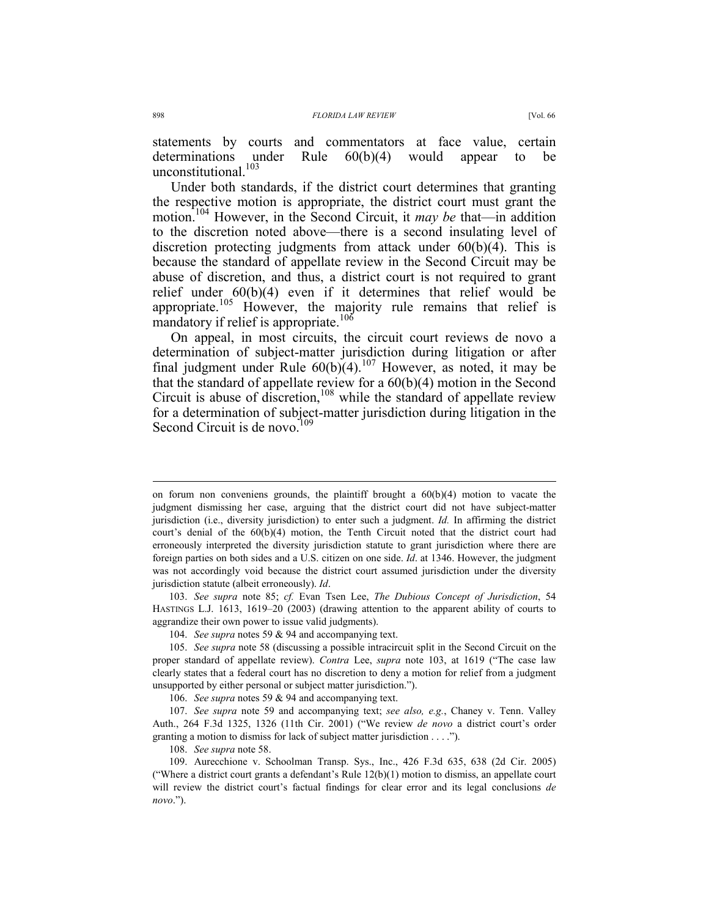statements by courts and commentators at face value, certain determinations under Rule 60(b)(4) would appear to be unconstitutional.[103]

Under both standards, if the district court determines that granting the respective motion is appropriate, the district court must grant the motion.[104] However, in the Second Circuit, it *may be* that—in addition to the discretion noted above—there is a second insulating level of discretion protecting judgments from attack under 60(b)(4). This is because the standard of appellate review in the Second Circuit may be abuse of discretion, and thus, a district court is not required to grant relief under 60(b)(4) even if it determines that relief would be appropriate.[105] However, the majority rule remains that relief is mandatory if relief is appropriate.[106]

On appeal, in most circuits, the circuit court reviews de novo a determination of subject-matter jurisdiction during litigation or after final judgment under Rule 60(b)(4).[107] However, as noted, it may be that the standard of appellate review for a 60(b)(4) motion in the Second Circuit is abuse of discretion,[108] while the standard of appellate review for a determination of subject-matter jurisdiction during litigation in the Second Circuit is de novo.[109]

---

on forum non conveniens grounds, the plaintiff brought a 60(b)(4) motion to vacate the judgment dismissing her case, arguing that the district court did not have subject-matter jurisdiction (i.e., diversity jurisdiction) to enter such a judgment. *Id.* In affirming the district court's denial of the 60(b)(4) motion, the Tenth Circuit noted that the district court had erroneously interpreted the diversity jurisdiction statute to grant jurisdiction where there are foreign parties on both sides and a U.S. citizen on one side. *Id*. at 1346. However, the judgment was not accordingly void because the district court assumed jurisdiction under the diversity jurisdiction statute (albeit erroneously). *Id*.

103. *See supra* note 85; *cf.* Evan Tsen Lee, *The Dubious Concept of Jurisdiction*, 54 HASTINGS L.J. 1613, 1619–20 (2003) (drawing attention to the apparent ability of courts to aggrandize their own power to issue valid judgments).

104. *See supra* notes 59 & 94 and accompanying text.

105. *See supra* note 58 (discussing a possible intracircuit split in the Second Circuit on the proper standard of appellate review). *Contra* Lee, *supra* note 103, at 1619 ("The case law clearly states that a federal court has no discretion to deny a motion for relief from a judgment unsupported by either personal or subject matter jurisdiction.").

106. *See supra* notes 59 & 94 and accompanying text.

107. *See supra* note 59 and accompanying text; *see also, e.g.*, Chaney v. Tenn. Valley Auth., 264 F.3d 1325, 1326 (11th Cir. 2001) ("We review *de novo* a district court's order granting a motion to dismiss for lack of subject matter jurisdiction . . . .").

108. *See supra* note 58.

109. Aurecchione v. Schoolman Transp. Sys., Inc., 426 F.3d 635, 638 (2d Cir. 2005) ("Where a district court grants a defendant's Rule 12(b)(1) motion to dismiss, an appellate court will review the district court's factual findings for clear error and its legal conclusions *de novo*.").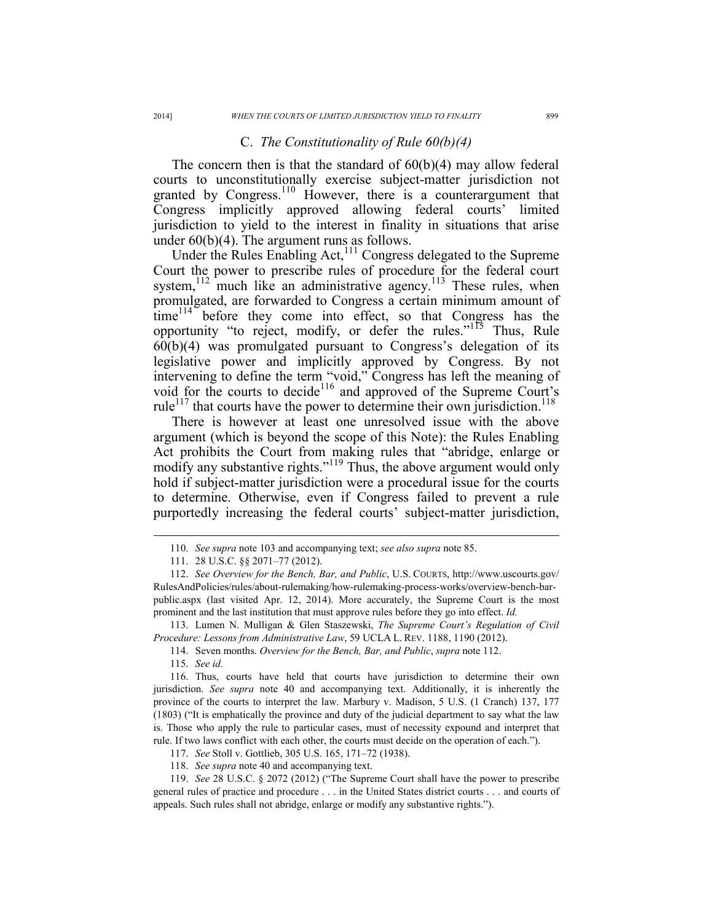### C. *The Constitutionality of Rule 60(b)(4)*

The concern then is that the standard of 60(b)(4) may allow federal courts to unconstitutionally exercise subject-matter jurisdiction not granted by Congress.[110] However, there is a counterargument that Congress implicitly approved allowing federal courts' limited jurisdiction to yield to the interest in finality in situations that arise under 60(b)(4). The argument runs as follows.

Under the Rules Enabling Act,[111] Congress delegated to the Supreme Court the power to prescribe rules of procedure for the federal court system,[112] much like an administrative agency.[113] These rules, when promulgated, are forwarded to Congress a certain minimum amount of time[114] before they come into effect, so that Congress has the opportunity "to reject, modify, or defer the rules."[115] Thus, Rule 60(b)(4) was promulgated pursuant to Congress's delegation of its legislative power and implicitly approved by Congress. By not intervening to define the term "void," Congress has left the meaning of void for the courts to decide[116] and approved of the Supreme Court's rule[117] that courts have the power to determine their own jurisdiction.[118]

There is however at least one unresolved issue with the above argument (which is beyond the scope of this Note): the Rules Enabling Act prohibits the Court from making rules that "abridge, enlarge or modify any substantive rights."[119] Thus, the above argument would only hold if subject-matter jurisdiction were a procedural issue for the courts to determine. Otherwise, even if Congress failed to prevent a rule purportedly increasing the federal courts' subject-matter jurisdiction,

---

110. *See supra* note 103 and accompanying text; *see also supra* note 85.

111. 28 U.S.C. §§ 2071–77 (2012).

112. *See Overview for the Bench, Bar, and Public*, U.S. COURTS, http://www.uscourts.gov/RulesAndPolicies/rules/about-rulemaking/how-rulemaking-process-works/overview-bench-bar-public.aspx (last visited Apr. 12, 2014). More accurately, the Supreme Court is the most prominent and the last institution that must approve rules before they go into effect. *Id.*

113. Lumen N. Mulligan & Glen Staszewski, *The Supreme Court's Regulation of Civil Procedure: Lessons from Administrative Law*, 59 UCLA L. REV. 1188, 1190 (2012).

114. Seven months. *Overview for the Bench, Bar, and Public*, *supra* note 112.

115. *See id.*

116. Thus, courts have held that courts have jurisdiction to determine their own jurisdiction. *See supra* note 40 and accompanying text. Additionally, it is inherently the province of the courts to interpret the law. Marbury v. Madison, 5 U.S. (1 Cranch) 137, 177 (1803) ("It is emphatically the province and duty of the judicial department to say what the law is. Those who apply the rule to particular cases, must of necessity expound and interpret that rule. If two laws conflict with each other, the courts must decide on the operation of each.").

117. *See* Stoll v. Gottlieb, 305 U.S. 165, 171–72 (1938).

118. *See supra* note 40 and accompanying text.

119. *See* 28 U.S.C. § 2072 (2012) ("The Supreme Court shall have the power to prescribe general rules of practice and procedure . . . in the United States district courts . . . and courts of appeals. Such rules shall not abridge, enlarge or modify any substantive rights.").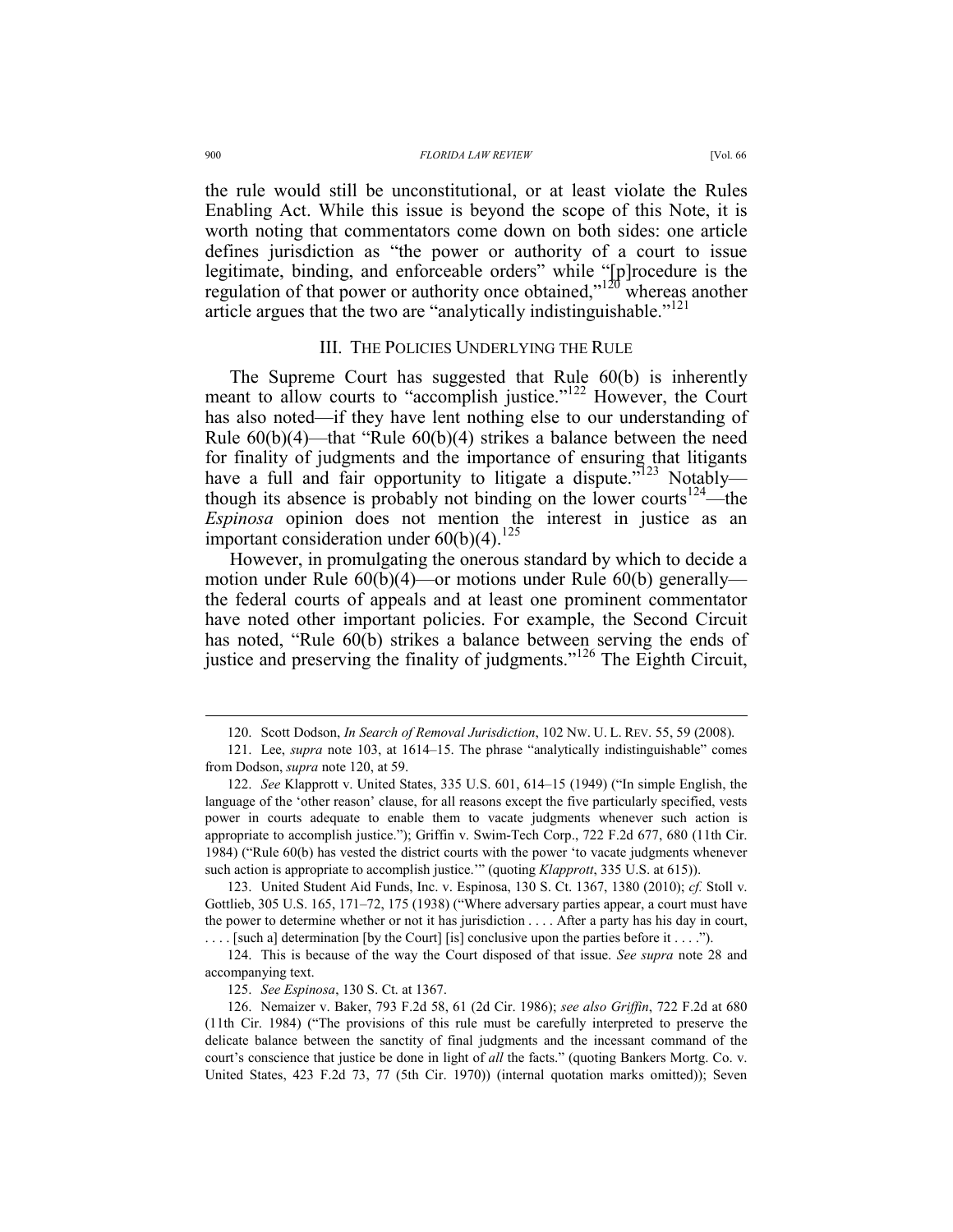the rule would still be unconstitutional, or at least violate the Rules Enabling Act. While this issue is beyond the scope of this Note, it is worth noting that commentators come down on both sides: one article defines jurisdiction as "the power or authority of a court to issue legitimate, binding, and enforceable orders" while "[p]rocedure is the regulation of that power or authority once obtained,"[120] whereas another article argues that the two are "analytically indistinguishable."[121]

## III. The Policies Underlying the Rule

The Supreme Court has suggested that Rule 60(b) is inherently meant to allow courts to "accomplish justice."[122] However, the Court has also noted—if they have lent nothing else to our understanding of Rule 60(b)(4)—that "Rule 60(b)(4) strikes a balance between the need for finality of judgments and the importance of ensuring that litigants have a full and fair opportunity to litigate a dispute."[123] Notably—though its absence is probably not binding on the lower courts[124]—the *Espinosa* opinion does not mention the interest in justice as an important consideration under 60(b)(4).[125]

However, in promulgating the onerous standard by which to decide a motion under Rule 60(b)(4)—or motions under Rule 60(b) generally—the federal courts of appeals and at least one prominent commentator have noted other important policies. For example, the Second Circuit has noted, "Rule 60(b) strikes a balance between serving the ends of justice and preserving the finality of judgments."[126] The Eighth Circuit,

---

120. Scott Dodson, *In Search of Removal Jurisdiction*, 102 NW. U. L. REV. 55, 59 (2008).

121. Lee, *supra* note 103, at 1614–15. The phrase "analytically indistinguishable" comes from Dodson, *supra* note 120, at 59.

122. *See* Klapprott v. United States, 335 U.S. 601, 614–15 (1949) ("In simple English, the language of the 'other reason' clause, for all reasons except the five particularly specified, vests power in courts adequate to enable them to vacate judgments whenever such action is appropriate to accomplish justice."); Griffin v. Swim-Tech Corp., 722 F.2d 677, 680 (11th Cir. 1984) ("Rule 60(b) has vested the district courts with the power 'to vacate judgments whenever such action is appropriate to accomplish justice.'" (quoting *Klapprott*, 335 U.S. at 615)).

123. United Student Aid Funds, Inc. v. Espinosa, 130 S. Ct. 1367, 1380 (2010); *cf.* Stoll v. Gottlieb, 305 U.S. 165, 171–72, 175 (1938) ("Where adversary parties appear, a court must have the power to determine whether or not it has jurisdiction . . . . After a party has his day in court, . . . . [such a] determination [by the Court] [is] conclusive upon the parties before it . . . .").

124. This is because of the way the Court disposed of that issue. *See supra* note 28 and accompanying text.

125. *See Espinosa*, 130 S. Ct. at 1367.

126. Nemaizer v. Baker, 793 F.2d 58, 61 (2d Cir. 1986); *see also Griffin*, 722 F.2d at 680 (11th Cir. 1984) ("The provisions of this rule must be carefully interpreted to preserve the delicate balance between the sanctity of final judgments and the incessant command of the court's conscience that justice be done in light of *all* the facts." (quoting Bankers Mortg. Co. v. United States, 423 F.2d 73, 77 (5th Cir. 1970)) (internal quotation marks omitted)); Seven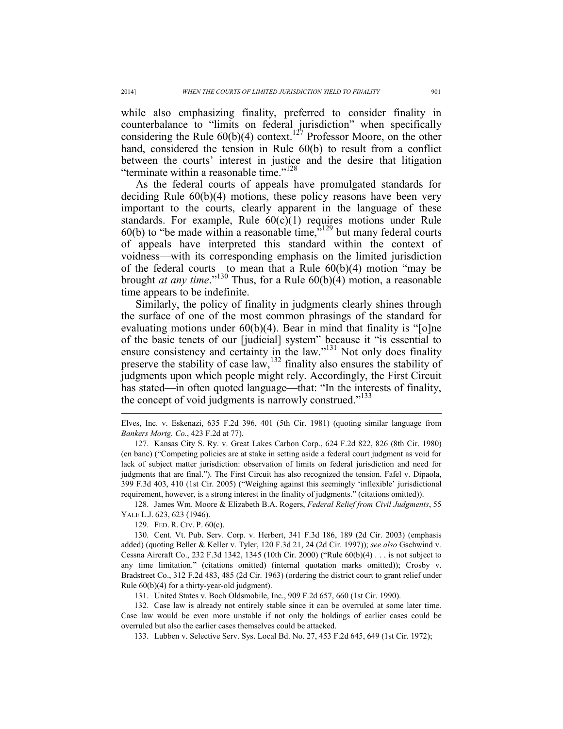while also emphasizing finality, preferred to consider finality in counterbalance to "limits on federal jurisdiction" when specifically considering the Rule 60(b)(4) context.[127] Professor Moore, on the other hand, considered the tension in Rule 60(b) to result from a conflict between the courts' interest in justice and the desire that litigation "terminate within a reasonable time."[128]

As the federal courts of appeals have promulgated standards for deciding Rule 60(b)(4) motions, these policy reasons have been very important to the courts, clearly apparent in the language of these standards. For example, Rule 60(c)(1) requires motions under Rule 60(b) to "be made within a reasonable time,"[129] but many federal courts of appeals have interpreted this standard within the context of voidness—with its corresponding emphasis on the limited jurisdiction of the federal courts—to mean that a Rule 60(b)(4) motion "may be brought *at any time*."[130] Thus, for a Rule 60(b)(4) motion, a reasonable time appears to be indefinite.

Similarly, the policy of finality in judgments clearly shines through the surface of one of the most common phrasings of the standard for evaluating motions under 60(b)(4). Bear in mind that finality is "[o]ne of the basic tenets of our [judicial] system" because it "is essential to ensure consistency and certainty in the law."[131] Not only does finality preserve the stability of case law,[132] finality also ensures the stability of judgments upon which people might rely. Accordingly, the First Circuit has stated—in often quoted language—that: "In the interests of finality, the concept of void judgments is narrowly construed."[133]

---

Elves, Inc. v. Eskenazi, 635 F.2d 396, 401 (5th Cir. 1981) (quoting similar language from *Bankers Mortg. Co.*, 423 F.2d at 77).

127. Kansas City S. Ry. v. Great Lakes Carbon Corp., 624 F.2d 822, 826 (8th Cir. 1980) (en banc) ("Competing policies are at stake in setting aside a federal court judgment as void for lack of subject matter jurisdiction: observation of limits on federal jurisdiction and need for judgments that are final."). The First Circuit has also recognized the tension. Fafel v. Dipaola, 399 F.3d 403, 410 (1st Cir. 2005) ("Weighing against this seemingly 'inflexible' jurisdictional requirement, however, is a strong interest in the finality of judgments." (citations omitted)).

128. James Wm. Moore & Elizabeth B.A. Rogers, *Federal Relief from Civil Judgments*, 55 YALE L.J. 623, 623 (1946).

129. FED. R. CIV. P. 60(c).

130. Cent. Vt. Pub. Serv. Corp. v. Herbert, 341 F.3d 186, 189 (2d Cir. 2003) (emphasis added) (quoting Beller & Keller v. Tyler, 120 F.3d 21, 24 (2d Cir. 1997)); *see also* Gschwind v. Cessna Aircraft Co., 232 F.3d 1342, 1345 (10th Cir. 2000) ("Rule 60(b)(4) . . . is not subject to any time limitation." (citations omitted) (internal quotation marks omitted)); Crosby v. Bradstreet Co., 312 F.2d 483, 485 (2d Cir. 1963) (ordering the district court to grant relief under Rule 60(b)(4) for a thirty-year-old judgment).

131. United States v. Boch Oldsmobile, Inc., 909 F.2d 657, 660 (1st Cir. 1990).

132. Case law is already not entirely stable since it can be overruled at some later time. Case law would be even more unstable if not only the holdings of earlier cases could be overruled but also the earlier cases themselves could be attacked.

133. Lubben v. Selective Serv. Sys. Local Bd. No. 27, 453 F.2d 645, 649 (1st Cir. 1972);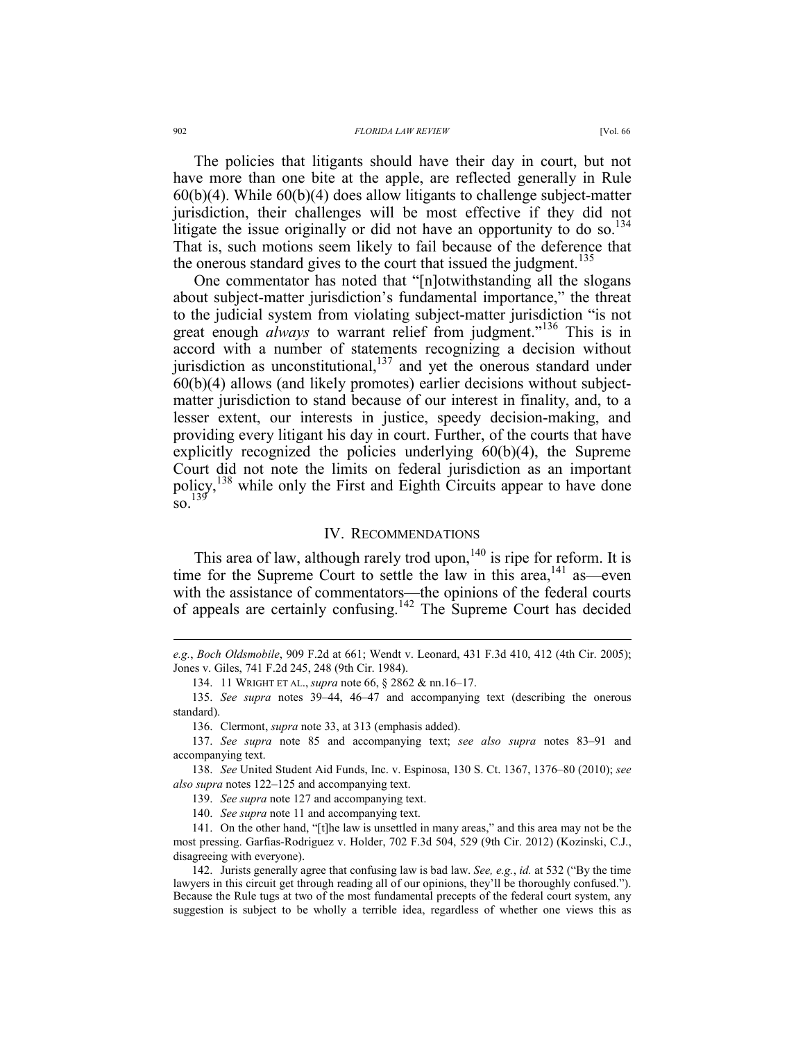The policies that litigants should have their day in court, but not have more than one bite at the apple, are reflected generally in Rule 60(b)(4). While 60(b)(4) does allow litigants to challenge subject-matter jurisdiction, their challenges will be most effective if they did not litigate the issue originally or did not have an opportunity to do so.[134] That is, such motions seem likely to fail because of the deference that the onerous standard gives to the court that issued the judgment.[135]

One commentator has noted that "[n]otwithstanding all the slogans about subject-matter jurisdiction's fundamental importance," the threat to the judicial system from violating subject-matter jurisdiction "is not great enough *always* to warrant relief from judgment."[136] This is in accord with a number of statements recognizing a decision without jurisdiction as unconstitutional,[137] and yet the onerous standard under 60(b)(4) allows (and likely promotes) earlier decisions without subject-matter jurisdiction to stand because of our interest in finality, and, to a lesser extent, our interests in justice, speedy decision-making, and providing every litigant his day in court. Further, of the courts that have explicitly recognized the policies underlying 60(b)(4), the Supreme Court did not note the limits on federal jurisdiction as an important policy,[138] while only the First and Eighth Circuits appear to have done so.[139]

## IV. Recommendations

This area of law, although rarely trod upon,[140] is ripe for reform. It is time for the Supreme Court to settle the law in this area,[141] as—even with the assistance of commentators—the opinions of the federal courts of appeals are certainly confusing.[142] The Supreme Court has decided

---

*e.g.*, *Boch Oldsmobile*, 909 F.2d at 661; Wendt v. Leonard, 431 F.3d 410, 412 (4th Cir. 2005); Jones v. Giles, 741 F.2d 245, 248 (9th Cir. 1984).

134. 11 Wright et al., *supra* note 66, § 2862 & nn.16–17.

135. *See supra* notes 39–44, 46–47 and accompanying text (describing the onerous standard).

136. Clermont, *supra* note 33, at 313 (emphasis added).

137. *See supra* note 85 and accompanying text; *see also supra* notes 83–91 and accompanying text.

138. *See* United Student Aid Funds, Inc. v. Espinosa, 130 S. Ct. 1367, 1376–80 (2010); *see also supra* notes 122–125 and accompanying text.

139. *See supra* note 127 and accompanying text.

140. *See supra* note 11 and accompanying text.

141. On the other hand, "[t]he law is unsettled in many areas," and this area may not be the most pressing. Garfias-Rodriguez v. Holder, 702 F.3d 504, 529 (9th Cir. 2012) (Kozinski, C.J., disagreeing with everyone).

142. Jurists generally agree that confusing law is bad law. *See, e.g.*, *id.* at 532 ("By the time lawyers in this circuit get through reading all of our opinions, they'll be thoroughly confused."). Because the Rule tugs at two of the most fundamental precepts of the federal court system, any suggestion is subject to be wholly a terrible idea, regardless of whether one views this as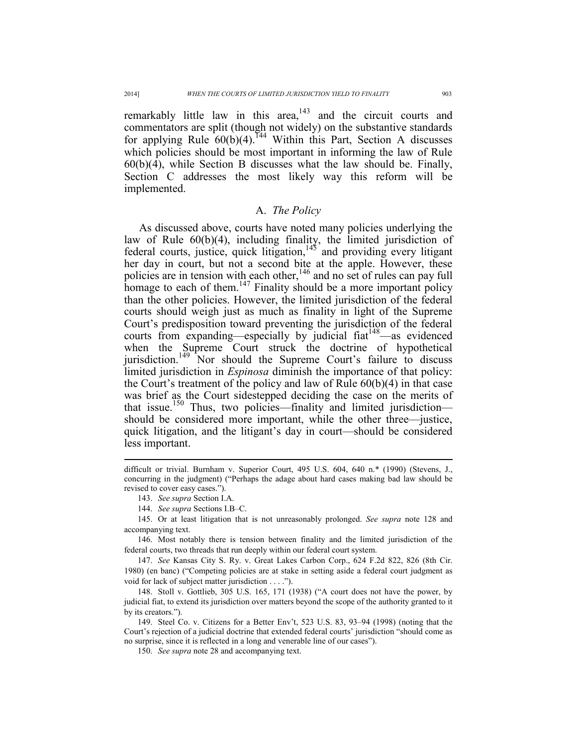remarkably little law in this area,[143] and the circuit courts and commentators are split (though not widely) on the substantive standards for applying Rule 60(b)(4).[144] Within this Part, Section A discusses which policies should be most important in informing the law of Rule 60(b)(4), while Section B discusses what the law should be. Finally, Section C addresses the most likely way this reform will be implemented.

### A. *The Policy*

As discussed above, courts have noted many policies underlying the law of Rule 60(b)(4), including finality, the limited jurisdiction of federal courts, justice, quick litigation,[145] and providing every litigant her day in court, but not a second bite at the apple. However, these policies are in tension with each other,[146] and no set of rules can pay full homage to each of them.[147] Finality should be a more important policy than the other policies. However, the limited jurisdiction of the federal courts should weigh just as much as finality in light of the Supreme Court's predisposition toward preventing the jurisdiction of the federal courts from expanding—especially by judicial fiat[148]—as evidenced when the Supreme Court struck the doctrine of hypothetical jurisdiction.[149] Nor should the Supreme Court's failure to discuss limited jurisdiction in *Espinosa* diminish the importance of that policy: the Court's treatment of the policy and law of Rule 60(b)(4) in that case was brief as the Court sidestepped deciding the case on the merits of that issue.[150] Thus, two policies—finality and limited jurisdiction—should be considered more important, while the other three—justice, quick litigation, and the litigant's day in court—should be considered less important.

---

difficult or trivial. Burnham v. Superior Court, 495 U.S. 604, 640 n.* (1990) (Stevens, J., concurring in the judgment) ("Perhaps the adage about hard cases making bad law should be revised to cover easy cases.").

143. *See supra* Section I.A.

144. *See supra* Sections I.B–C.

145. Or at least litigation that is not unreasonably prolonged. *See supra* note 128 and accompanying text.

146. Most notably there is tension between finality and the limited jurisdiction of the federal courts, two threads that run deeply within our federal court system.

147. *See* Kansas City S. Ry. v. Great Lakes Carbon Corp., 624 F.2d 822, 826 (8th Cir. 1980) (en banc) ("Competing policies are at stake in setting aside a federal court judgment as void for lack of subject matter jurisdiction . . . .").

148. Stoll v. Gottlieb, 305 U.S. 165, 171 (1938) ("A court does not have the power, by judicial fiat, to extend its jurisdiction over matters beyond the scope of the authority granted to it by its creators.").

149. Steel Co. v. Citizens for a Better Env't, 523 U.S. 83, 93–94 (1998) (noting that the Court's rejection of a judicial doctrine that extended federal courts' jurisdiction "should come as no surprise, since it is reflected in a long and venerable line of our cases").

150. *See supra* note 28 and accompanying text.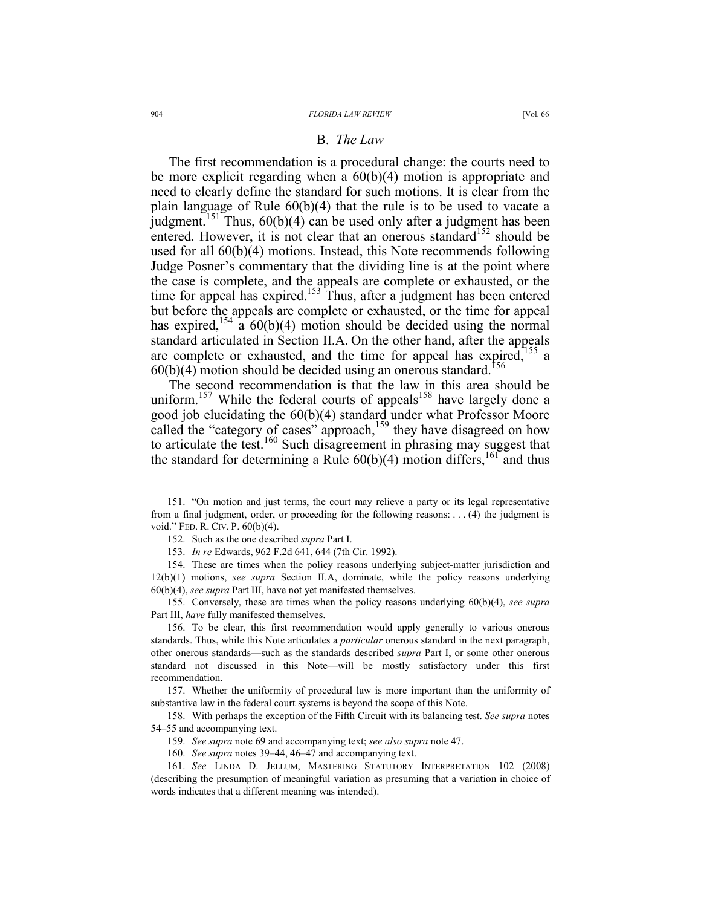## B. *The Law*

The first recommendation is a procedural change: the courts need to be more explicit regarding when a 60(b)(4) motion is appropriate and need to clearly define the standard for such motions. It is clear from the plain language of Rule 60(b)(4) that the rule is to be used to vacate a judgment.[151] Thus, 60(b)(4) can be used only after a judgment has been entered. However, it is not clear that an onerous standard[152] should be used for all 60(b)(4) motions. Instead, this Note recommends following Judge Posner's commentary that the dividing line is at the point where the case is complete, and the appeals are complete or exhausted, or the time for appeal has expired.[153] Thus, after a judgment has been entered but before the appeals are complete or exhausted, or the time for appeal has expired,[154] a 60(b)(4) motion should be decided using the normal standard articulated in Section II.A. On the other hand, after the appeals are complete or exhausted, and the time for appeal has expired,[155] a 60(b)(4) motion should be decided using an onerous standard.[156]

The second recommendation is that the law in this area should be uniform.[157] While the federal courts of appeals[158] have largely done a good job elucidating the 60(b)(4) standard under what Professor Moore called the "category of cases" approach,[159] they have disagreed on how to articulate the test.[160] Such disagreement in phrasing may suggest that the standard for determining a Rule 60(b)(4) motion differs,[161] and thus

---

151. "On motion and just terms, the court may relieve a party or its legal representative from a final judgment, order, or proceeding for the following reasons: . . . (4) the judgment is void." FED. R. CIV. P. 60(b)(4).

152. Such as the one described *supra* Part I.

153. *In re* Edwards, 962 F.2d 641, 644 (7th Cir. 1992).

154. These are times when the policy reasons underlying subject-matter jurisdiction and 12(b)(1) motions, *see supra* Section II.A, dominate, while the policy reasons underlying 60(b)(4), *see supra* Part III, have not yet manifested themselves.

155. Conversely, these are times when the policy reasons underlying 60(b)(4), *see supra* Part III, *have* fully manifested themselves.

156. To be clear, this first recommendation would apply generally to various onerous standards. Thus, while this Note articulates a *particular* onerous standard in the next paragraph, other onerous standards—such as the standards described *supra* Part I, or some other onerous standard not discussed in this Note—will be mostly satisfactory under this first recommendation.

157. Whether the uniformity of procedural law is more important than the uniformity of substantive law in the federal court systems is beyond the scope of this Note.

158. With perhaps the exception of the Fifth Circuit with its balancing test. *See supra* notes 54–55 and accompanying text.

159. *See supra* note 69 and accompanying text; *see also supra* note 47.

160. *See supra* notes 39–44, 46–47 and accompanying text.

161. *See* LINDA D. JELLUM, MASTERING STATUTORY INTERPRETATION 102 (2008) (describing the presumption of meaningful variation as presuming that a variation in choice of words indicates that a different meaning was intended).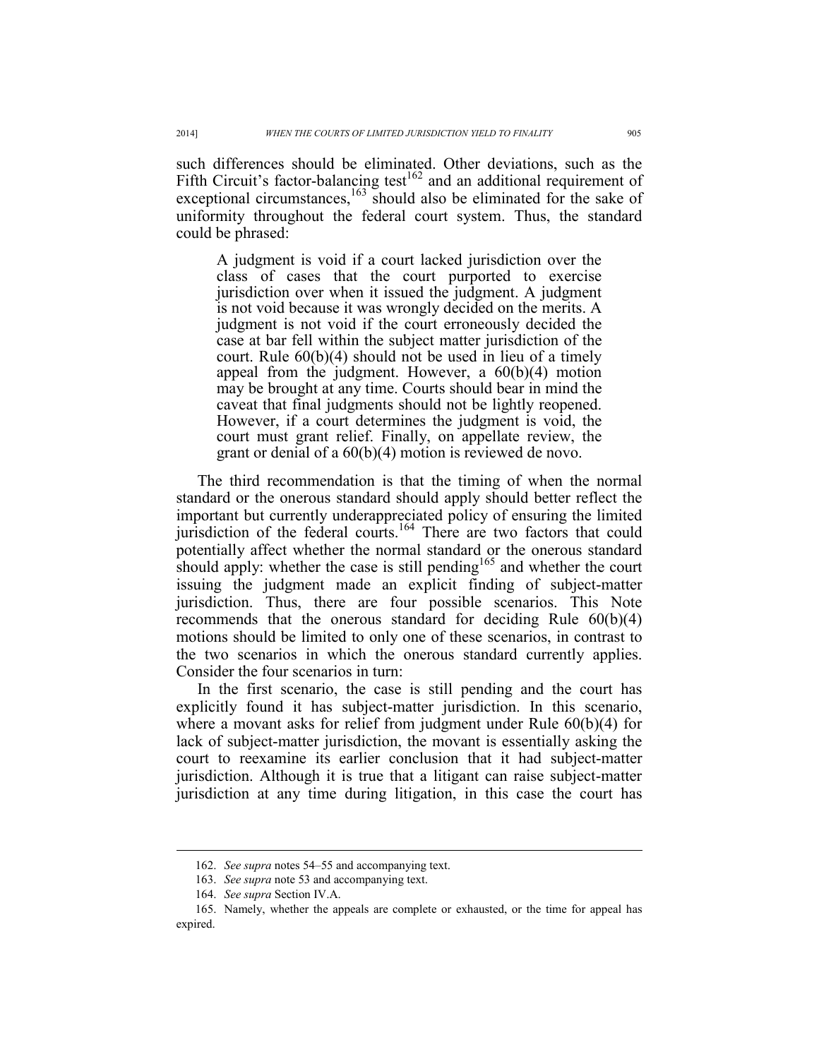such differences should be eliminated. Other deviations, such as the Fifth Circuit's factor-balancing test[162] and an additional requirement of exceptional circumstances,[163] should also be eliminated for the sake of uniformity throughout the federal court system. Thus, the standard could be phrased:

> A judgment is void if a court lacked jurisdiction over the class of cases that the court purported to exercise jurisdiction over when it issued the judgment. A judgment is not void because it was wrongly decided on the merits. A judgment is not void if the court erroneously decided the case at bar fell within the subject matter jurisdiction of the court. Rule 60(b)(4) should not be used in lieu of a timely appeal from the judgment. However, a 60(b)(4) motion may be brought at any time. Courts should bear in mind the caveat that final judgments should not be lightly reopened. However, if a court determines the judgment is void, the court must grant relief. Finally, on appellate review, the grant or denial of a 60(b)(4) motion is reviewed de novo.

The third recommendation is that the timing of when the normal standard or the onerous standard should apply should better reflect the important but currently underappreciated policy of ensuring the limited jurisdiction of the federal courts.[164] There are two factors that could potentially affect whether the normal standard or the onerous standard should apply: whether the case is still pending[165] and whether the court issuing the judgment made an explicit finding of subject-matter jurisdiction. Thus, there are four possible scenarios. This Note recommends that the onerous standard for deciding Rule 60(b)(4) motions should be limited to only one of these scenarios, in contrast to the two scenarios in which the onerous standard currently applies. Consider the four scenarios in turn:

In the first scenario, the case is still pending and the court has explicitly found it has subject-matter jurisdiction. In this scenario, where a movant asks for relief from judgment under Rule 60(b)(4) for lack of subject-matter jurisdiction, the movant is essentially asking the court to reexamine its earlier conclusion that it had subject-matter jurisdiction. Although it is true that a litigant can raise subject-matter jurisdiction at any time during litigation, in this case the court has

---

162. *See supra* notes 54–55 and accompanying text.

163. *See supra* note 53 and accompanying text.

164. *See supra* Section IV.A.

165. Namely, whether the appeals are complete or exhausted, or the time for appeal has expired.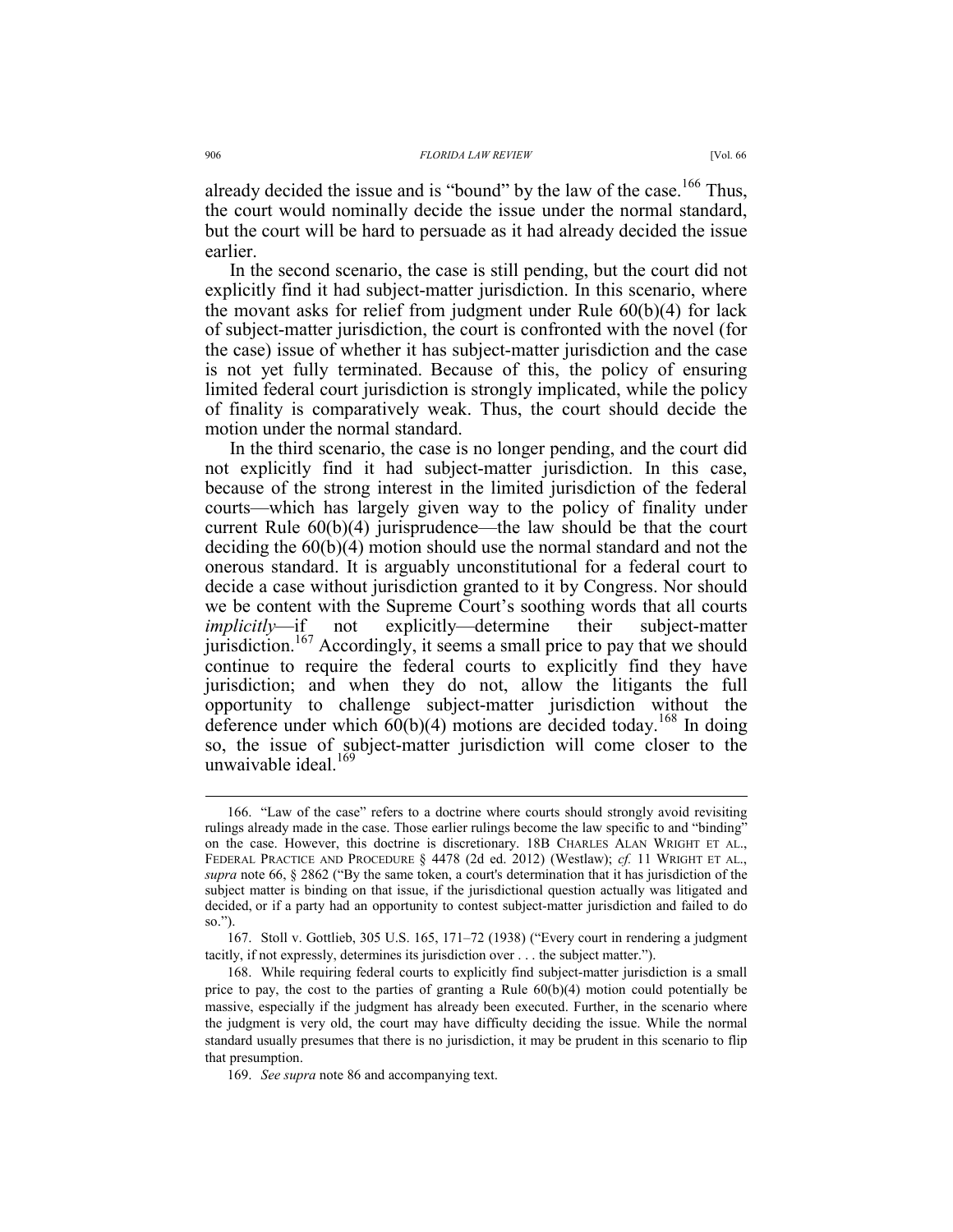already decided the issue and is "bound" by the law of the case.[166] Thus, the court would nominally decide the issue under the normal standard, but the court will be hard to persuade as it had already decided the issue earlier.

In the second scenario, the case is still pending, but the court did not explicitly find it had subject-matter jurisdiction. In this scenario, where the movant asks for relief from judgment under Rule 60(b)(4) for lack of subject-matter jurisdiction, the court is confronted with the novel (for the case) issue of whether it has subject-matter jurisdiction and the case is not yet fully terminated. Because of this, the policy of ensuring limited federal court jurisdiction is strongly implicated, while the policy of finality is comparatively weak. Thus, the court should decide the motion under the normal standard.

In the third scenario, the case is no longer pending, and the court did not explicitly find it had subject-matter jurisdiction. In this case, because of the strong interest in the limited jurisdiction of the federal courts—which has largely given way to the policy of finality under current Rule 60(b)(4) jurisprudence—the law should be that the court deciding the 60(b)(4) motion should use the normal standard and not the onerous standard. It is arguably unconstitutional for a federal court to decide a case without jurisdiction granted to it by Congress. Nor should we be content with the Supreme Court's soothing words that all courts *implicitly*—if not explicitly—determine their subject-matter jurisdiction.[167] Accordingly, it seems a small price to pay that we should continue to require the federal courts to explicitly find they have jurisdiction; and when they do not, allow the litigants the full opportunity to challenge subject-matter jurisdiction without the deference under which 60(b)(4) motions are decided today.[168] In doing so, the issue of subject-matter jurisdiction will come closer to the unwaivable ideal.[169]

---

166. "Law of the case" refers to a doctrine where courts should strongly avoid revisiting rulings already made in the case. Those earlier rulings become the law specific to and "binding" on the case. However, this doctrine is discretionary. 18B CHARLES ALAN WRIGHT ET AL., FEDERAL PRACTICE AND PROCEDURE § 4478 (2d ed. 2012) (Westlaw); *cf.* 11 WRIGHT ET AL., *supra* note 66, § 2862 ("By the same token, a court's determination that it has jurisdiction of the subject matter is binding on that issue, if the jurisdictional question actually was litigated and decided, or if a party had an opportunity to contest subject-matter jurisdiction and failed to do so.").

167. Stoll v. Gottlieb, 305 U.S. 165, 171–72 (1938) ("Every court in rendering a judgment tacitly, if not expressly, determines its jurisdiction over . . . the subject matter.").

168. While requiring federal courts to explicitly find subject-matter jurisdiction is a small price to pay, the cost to the parties of granting a Rule 60(b)(4) motion could potentially be massive, especially if the judgment has already been executed. Further, in the scenario where the judgment is very old, the court may have difficulty deciding the issue. While the normal standard usually presumes that there is no jurisdiction, it may be prudent in this scenario to flip that presumption.

169. *See supra* note 86 and accompanying text.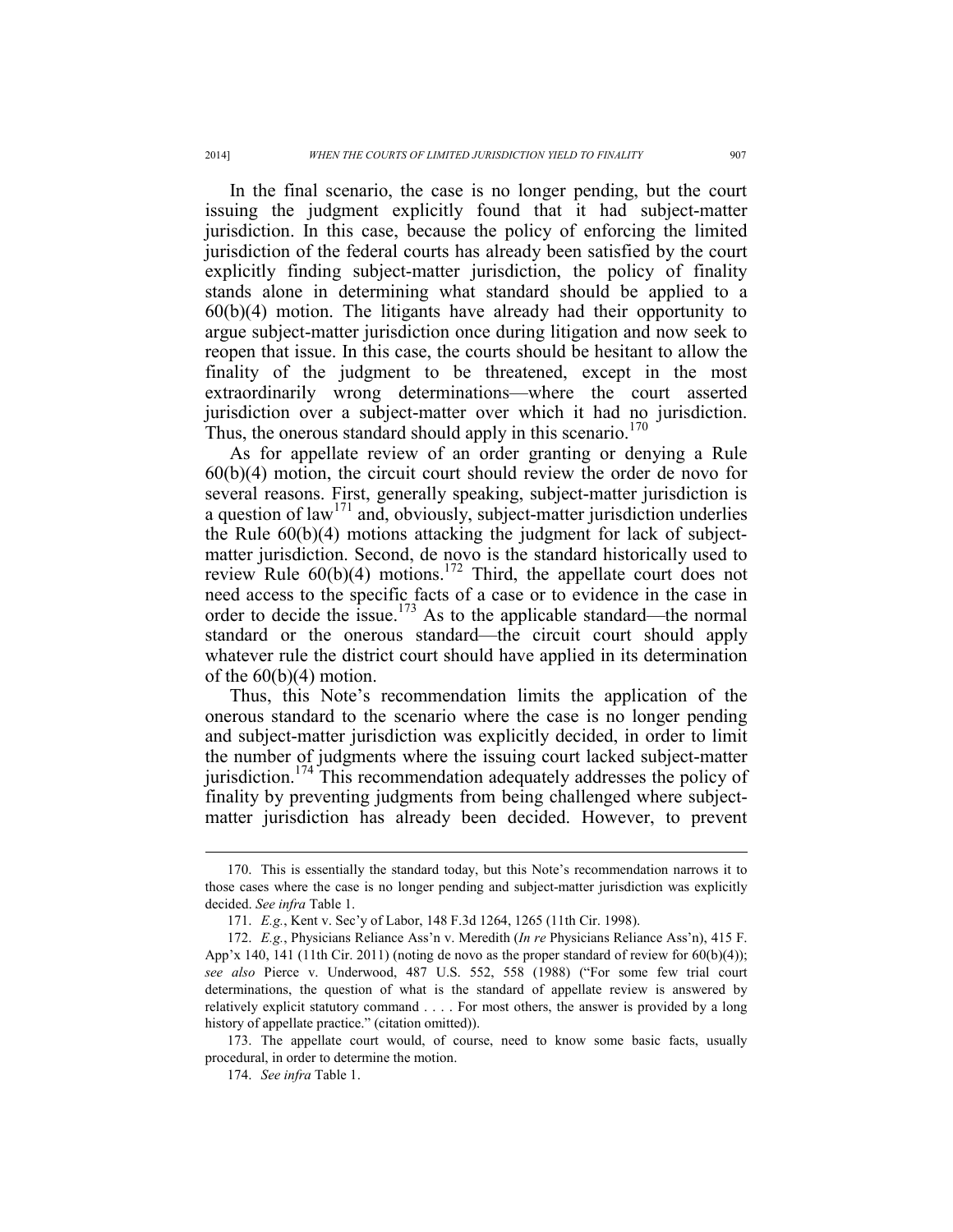In the final scenario, the case is no longer pending, but the court issuing the judgment explicitly found that it had subject-matter jurisdiction. In this case, because the policy of enforcing the limited jurisdiction of the federal courts has already been satisfied by the court explicitly finding subject-matter jurisdiction, the policy of finality stands alone in determining what standard should be applied to a 60(b)(4) motion. The litigants have already had their opportunity to argue subject-matter jurisdiction once during litigation and now seek to reopen that issue. In this case, the courts should be hesitant to allow the finality of the judgment to be threatened, except in the most extraordinarily wrong determinations—where the court asserted jurisdiction over a subject-matter over which it had no jurisdiction. Thus, the onerous standard should apply in this scenario.[170]

As for appellate review of an order granting or denying a Rule 60(b)(4) motion, the circuit court should review the order de novo for several reasons. First, generally speaking, subject-matter jurisdiction is a question of law[171] and, obviously, subject-matter jurisdiction underlies the Rule 60(b)(4) motions attacking the judgment for lack of subject-matter jurisdiction. Second, de novo is the standard historically used to review Rule 60(b)(4) motions.[172] Third, the appellate court does not need access to the specific facts of a case or to evidence in the case in order to decide the issue.[173] As to the applicable standard—the normal standard or the onerous standard—the circuit court should apply whatever rule the district court should have applied in its determination of the 60(b)(4) motion.

Thus, this Note's recommendation limits the application of the onerous standard to the scenario where the case is no longer pending and subject-matter jurisdiction was explicitly decided, in order to limit the number of judgments where the issuing court lacked subject-matter jurisdiction.[174] This recommendation adequately addresses the policy of finality by preventing judgments from being challenged where subject-matter jurisdiction has already been decided. However, to prevent

---

170. This is essentially the standard today, but this Note's recommendation narrows it to those cases where the case is no longer pending and subject-matter jurisdiction was explicitly decided. *See infra* Table 1.

171. *E.g.*, Kent v. Sec'y of Labor, 148 F.3d 1264, 1265 (11th Cir. 1998).

172. *E.g.*, Physicians Reliance Ass'n v. Meredith (*In re* Physicians Reliance Ass'n), 415 F. App'x 140, 141 (11th Cir. 2011) (noting de novo as the proper standard of review for 60(b)(4)); *see also* Pierce v. Underwood, 487 U.S. 552, 558 (1988) ("For some few trial court determinations, the question of what is the standard of appellate review is answered by relatively explicit statutory command . . . . For most others, the answer is provided by a long history of appellate practice." (citation omitted)).

173. The appellate court would, of course, need to know some basic facts, usually procedural, in order to determine the motion.

174. *See infra* Table 1.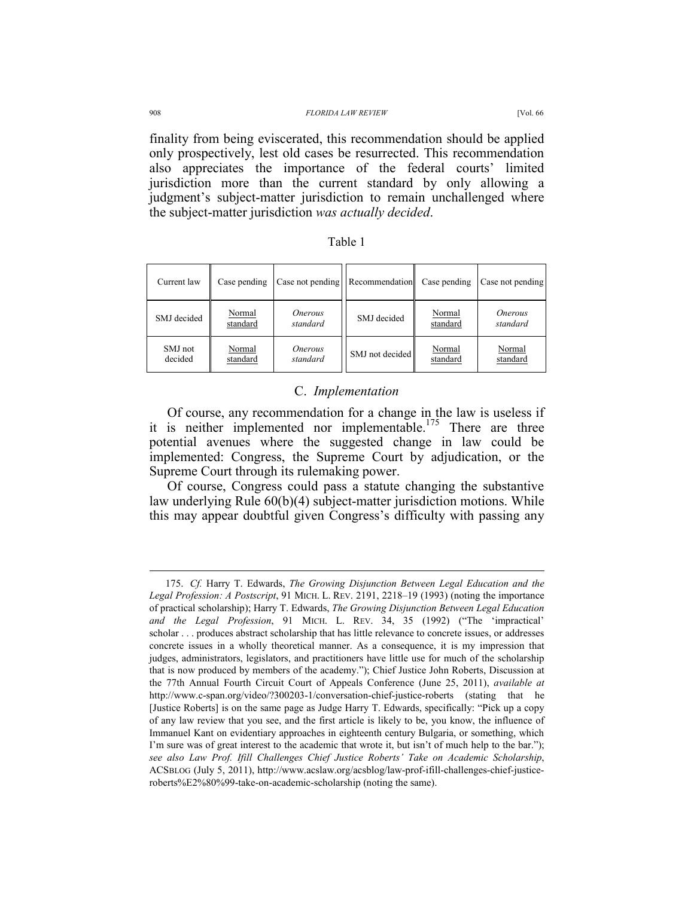finality from being eviscerated, this recommendation should be applied only prospectively, lest old cases be resurrected. This recommendation also appreciates the importance of the federal courts' limited jurisdiction more than the current standard by only allowing a judgment's subject-matter jurisdiction to remain unchallenged where the subject-matter jurisdiction *was actually decided*.

Table 1

| Current law | Case pending | Case not pending | Recommendation | Case pending | Case not pending |
|---|---|---|---|---|---|
| SMJ decided | Normal standard | *Onerous standard* | SMJ decided | Normal standard | *Onerous standard* |
| SMJ not decided | Normal standard | *Onerous standard* | SMJ not decided | Normal standard | Normal standard |

## C. *Implementation*

Of course, any recommendation for a change in the law is useless if it is neither implemented nor implementable.[175] There are three potential avenues where the suggested change in law could be implemented: Congress, the Supreme Court by adjudication, or the Supreme Court through its rulemaking power.

Of course, Congress could pass a statute changing the substantive law underlying Rule 60(b)(4) subject-matter jurisdiction motions. While this may appear doubtful given Congress's difficulty with passing any

---

175. *Cf.* Harry T. Edwards, *The Growing Disjunction Between Legal Education and the Legal Profession: A Postscript*, 91 MICH. L. REV. 2191, 2218–19 (1993) (noting the importance of practical scholarship); Harry T. Edwards, *The Growing Disjunction Between Legal Education and the Legal Profession*, 91 MICH. L. REV. 34, 35 (1992) ("The 'impractical' scholar . . . produces abstract scholarship that has little relevance to concrete issues, or addresses concrete issues in a wholly theoretical manner. As a consequence, it is my impression that judges, administrators, legislators, and practitioners have little use for much of the scholarship that is now produced by members of the academy."); Chief Justice John Roberts, Discussion at the 77th Annual Fourth Circuit Court of Appeals Conference (June 25, 2011), *available at* http://www.c-span.org/video/?300203-1/conversation-chief-justice-roberts (stating that he [Justice Roberts] is on the same page as Judge Harry T. Edwards, specifically: "Pick up a copy of any law review that you see, and the first article is likely to be, you know, the influence of Immanuel Kant on evidentiary approaches in eighteenth century Bulgaria, or something, which I'm sure was of great interest to the academic that wrote it, but isn't of much help to the bar."); *see also Law Prof. Ifill Challenges Chief Justice Roberts' Take on Academic Scholarship*, ACSBLOG (July 5, 2011), http://www.acslaw.org/acsblog/law-prof-ifill-challenges-chief-justice-roberts%E2%80%99-take-on-academic-scholarship (noting the same).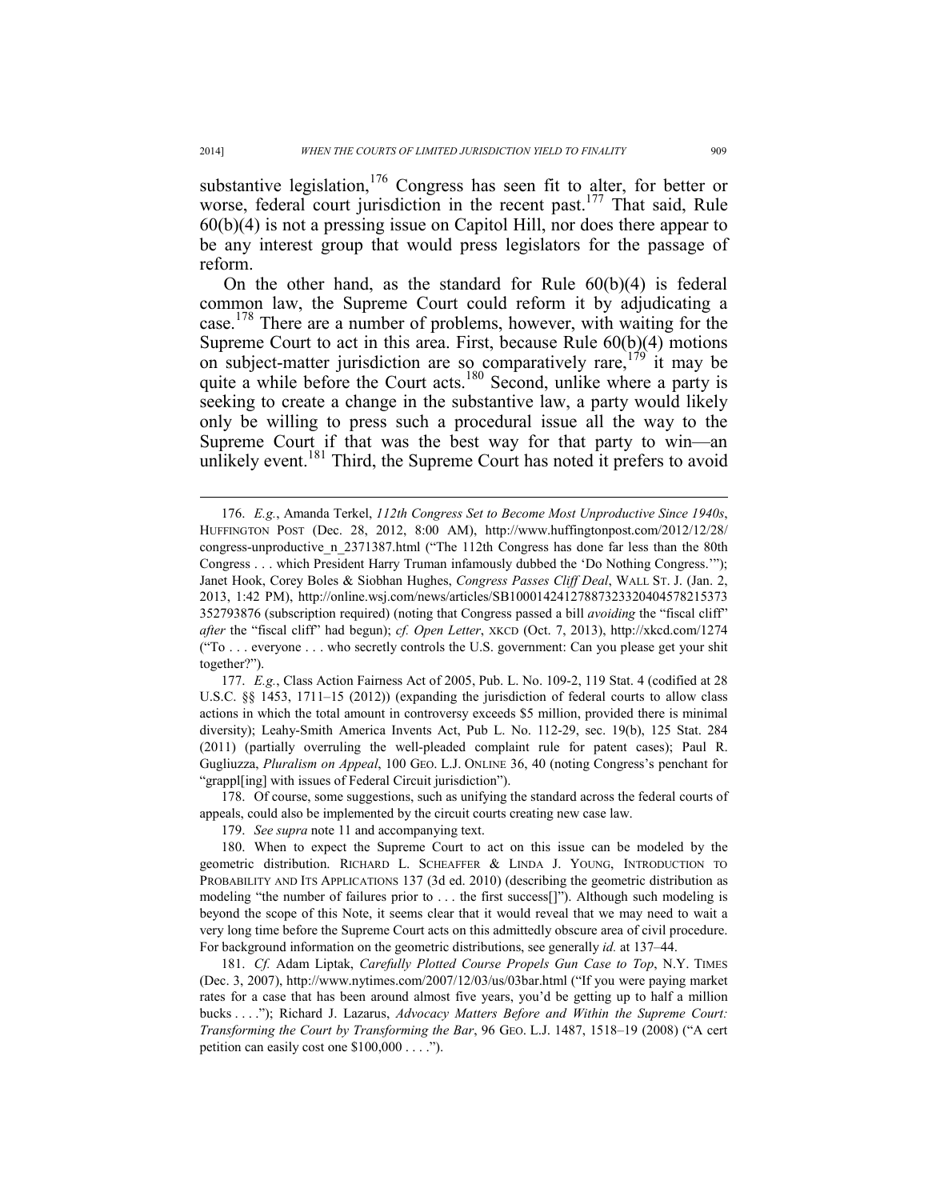substantive legislation,[176] Congress has seen fit to alter, for better or worse, federal court jurisdiction in the recent past.[177] That said, Rule 60(b)(4) is not a pressing issue on Capitol Hill, nor does there appear to be any interest group that would press legislators for the passage of reform.

On the other hand, as the standard for Rule 60(b)(4) is federal common law, the Supreme Court could reform it by adjudicating a case.[178] There are a number of problems, however, with waiting for the Supreme Court to act in this area. First, because Rule 60(b)(4) motions on subject-matter jurisdiction are so comparatively rare,[179] it may be quite a while before the Court acts.[180] Second, unlike where a party is seeking to create a change in the substantive law, a party would likely only be willing to press such a procedural issue all the way to the Supreme Court if that was the best way for that party to win—an unlikely event.[181] Third, the Supreme Court has noted it prefers to avoid

---

176. *E.g.*, Amanda Terkel, *112th Congress Set to Become Most Unproductive Since 1940s*, HUFFINGTON POST (Dec. 28, 2012, 8:00 AM), http://www.huffingtonpost.com/2012/12/28/congress-unproductive_n_2371387.html ("The 112th Congress has done far less than the 80th Congress . . . which President Harry Truman infamously dubbed the 'Do Nothing Congress.'"); Janet Hook, Corey Boles & Siobhan Hughes, *Congress Passes Cliff Deal*, WALL ST. J. (Jan. 2, 2013, 1:42 PM), http://online.wsj.com/news/articles/SB10001424127887323320404578215373352793876 (subscription required) (noting that Congress passed a bill *avoiding* the "fiscal cliff" *after* the "fiscal cliff" had begun); *cf. Open Letter*, XKCD (Oct. 7, 2013), http://xkcd.com/1274 ("To . . . everyone . . . who secretly controls the U.S. government: Can you please get your shit together?").

177. *E.g.*, Class Action Fairness Act of 2005, Pub. L. No. 109-2, 119 Stat. 4 (codified at 28 U.S.C. §§ 1453, 1711–15 (2012)) (expanding the jurisdiction of federal courts to allow class actions in which the total amount in controversy exceeds $5 million, provided there is minimal diversity); Leahy-Smith America Invents Act, Pub L. No. 112-29, sec. 19(b), 125 Stat. 284 (2011) (partially overruling the well-pleaded complaint rule for patent cases); Paul R. Gugliuzza, *Pluralism on Appeal*, 100 GEO. L.J. ONLINE 36, 40 (noting Congress's penchant for "grappl[ing] with issues of Federal Circuit jurisdiction").

178. Of course, some suggestions, such as unifying the standard across the federal courts of appeals, could also be implemented by the circuit courts creating new case law.

179. *See supra* note 11 and accompanying text.

180. When to expect the Supreme Court to act on this issue can be modeled by the geometric distribution. RICHARD L. SCHEAFFER & LINDA J. YOUNG, INTRODUCTION TO PROBABILITY AND ITS APPLICATIONS 137 (3d ed. 2010) (describing the geometric distribution as modeling "the number of failures prior to . . . the first success[]"). Although such modeling is beyond the scope of this Note, it seems clear that it would reveal that we may need to wait a very long time before the Supreme Court acts on this admittedly obscure area of civil procedure. For background information on the geometric distributions, see generally *id.* at 137–44.

181. *Cf.* Adam Liptak, *Carefully Plotted Course Propels Gun Case to Top*, N.Y. TIMES (Dec. 3, 2007), http://www.nytimes.com/2007/12/03/us/03bar.html ("If you were paying market rates for a case that has been around almost five years, you'd be getting up to half a million bucks . . . ."); Richard J. Lazarus, *Advocacy Matters Before and Within the Supreme Court: Transforming the Court by Transforming the Bar*, 96 GEO. L.J. 1487, 1518–19 (2008) ("A cert petition can easily cost one $100,000 . . . .").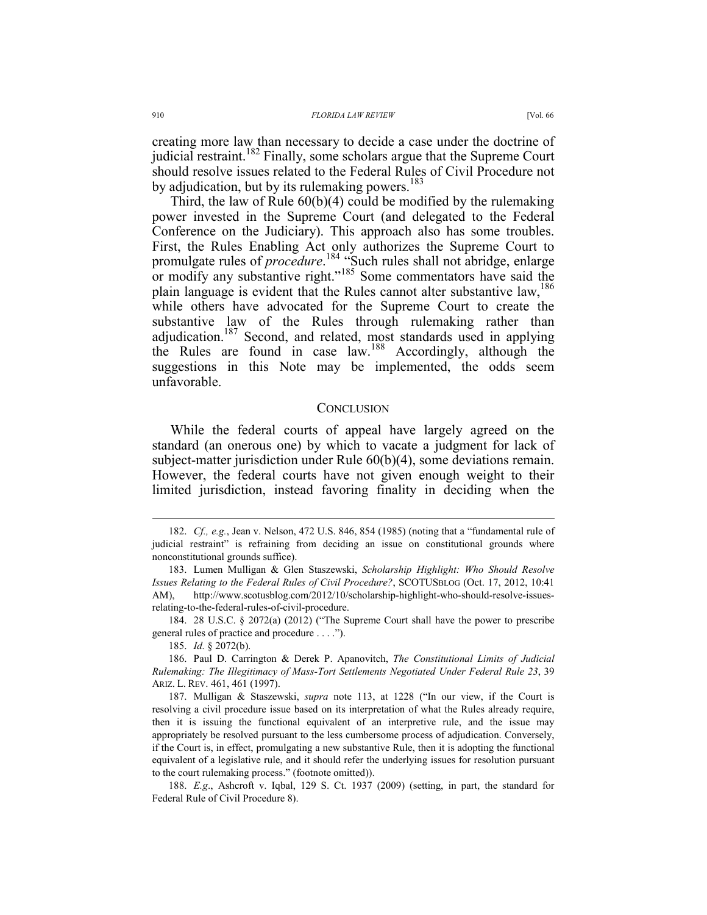creating more law than necessary to decide a case under the doctrine of judicial restraint.[182] Finally, some scholars argue that the Supreme Court should resolve issues related to the Federal Rules of Civil Procedure not by adjudication, but by its rulemaking powers.[183]

Third, the law of Rule 60(b)(4) could be modified by the rulemaking power invested in the Supreme Court (and delegated to the Federal Conference on the Judiciary). This approach also has some troubles. First, the Rules Enabling Act only authorizes the Supreme Court to promulgate rules of *procedure*.[184] "Such rules shall not abridge, enlarge or modify any substantive right."[185] Some commentators have said the plain language is evident that the Rules cannot alter substantive law,[186] while others have advocated for the Supreme Court to create the substantive law of the Rules through rulemaking rather than adjudication.[187] Second, and related, most standards used in applying the Rules are found in case law.[188] Accordingly, although the suggestions in this Note may be implemented, the odds seem unfavorable.

## CONCLUSION

While the federal courts of appeal have largely agreed on the standard (an onerous one) by which to vacate a judgment for lack of subject-matter jurisdiction under Rule 60(b)(4), some deviations remain. However, the federal courts have not given enough weight to their limited jurisdiction, instead favoring finality in deciding when the

---

182. *Cf., e.g.*, Jean v. Nelson, 472 U.S. 846, 854 (1985) (noting that a "fundamental rule of judicial restraint" is refraining from deciding an issue on constitutional grounds where nonconstitutional grounds suffice).

183. Lumen Mulligan & Glen Staszewski, *Scholarship Highlight: Who Should Resolve Issues Relating to the Federal Rules of Civil Procedure?*, SCOTUSBLOG (Oct. 17, 2012, 10:41 AM), http://www.scotusblog.com/2012/10/scholarship-highlight-who-should-resolve-issues-relating-to-the-federal-rules-of-civil-procedure.

184. 28 U.S.C. § 2072(a) (2012) ("The Supreme Court shall have the power to prescribe general rules of practice and procedure . . . .").

185. *Id.* § 2072(b).

186. Paul D. Carrington & Derek P. Apanovitch, *The Constitutional Limits of Judicial Rulemaking: The Illegitimacy of Mass-Tort Settlements Negotiated Under Federal Rule 23*, 39 ARIZ. L. REV. 461, 461 (1997).

187. Mulligan & Staszewski, *supra* note 113, at 1228 ("In our view, if the Court is resolving a civil procedure issue based on its interpretation of what the Rules already require, then it is issuing the functional equivalent of an interpretive rule, and the issue may appropriately be resolved pursuant to the less cumbersome process of adjudication. Conversely, if the Court is, in effect, promulgating a new substantive Rule, then it is adopting the functional equivalent of a legislative rule, and it should refer the underlying issues for resolution pursuant to the court rulemaking process." (footnote omitted)).

188. *E.g.*, Ashcroft v. Iqbal, 129 S. Ct. 1937 (2009) (setting, in part, the standard for Federal Rule of Civil Procedure 8).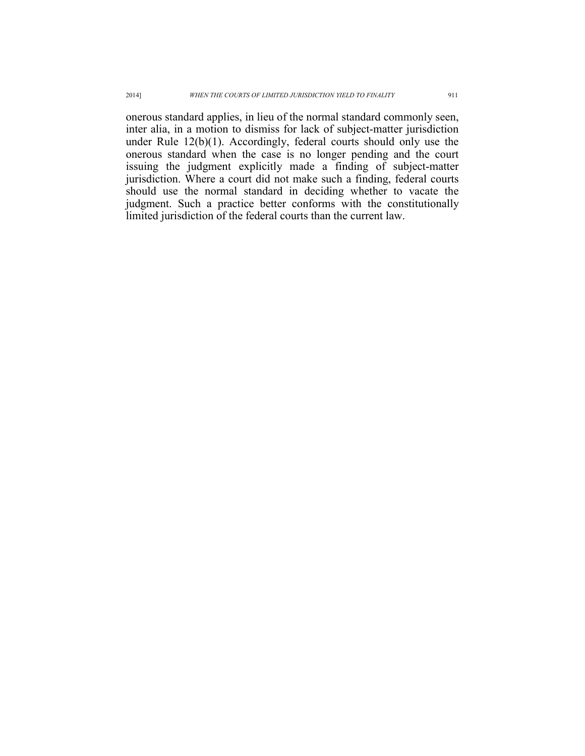onerous standard applies, in lieu of the normal standard commonly seen, inter alia, in a motion to dismiss for lack of subject-matter jurisdiction under Rule 12(b)(1). Accordingly, federal courts should only use the onerous standard when the case is no longer pending and the court issuing the judgment explicitly made a finding of subject-matter jurisdiction. Where a court did not make such a finding, federal courts should use the normal standard in deciding whether to vacate the judgment. Such a practice better conforms with the constitutionally limited jurisdiction of the federal courts than the current law.